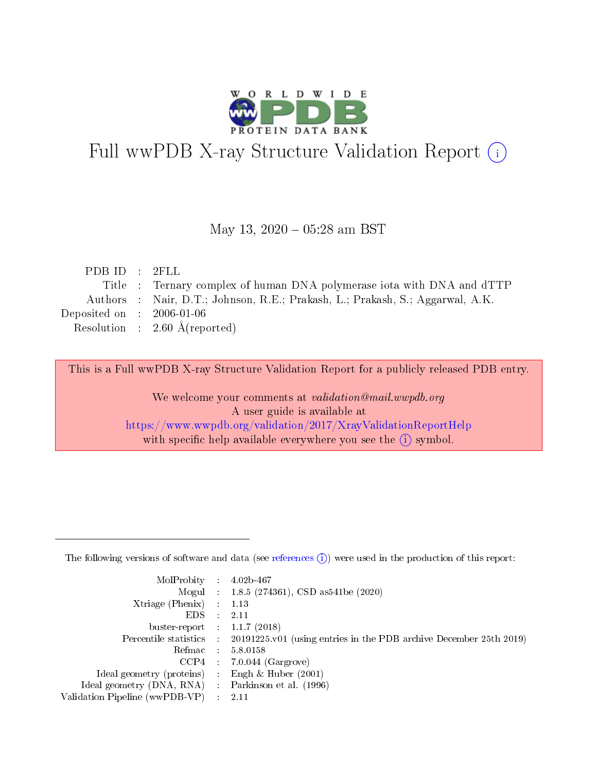# Full wwPDB X-ray Structure Validation Report (i)

May 13, 2020 – 05:28 am BST

| | | |
|---|---|---|
| PDB ID | : | 2FLL |
| Title | : | Ternary complex of human DNA polymerase iota with DNA and dTTP |
| Authors | : | Nair, D.T.; Johnson, R.E.; Prakash, L.; Prakash, S.; Aggarwal, A.K. |
| Deposited on | : | 2006-01-06 |
| Resolution | : | 2.60 Å(reported) |

This is a Full wwPDB X-ray Structure Validation Report for a publicly released PDB entry.

We welcome your comments at *validation@mail.wwpdb.org*
A user guide is available at
https://www.wwpdb.org/validation/2017/XrayValidationReportHelp
with specific help available everywhere you see the (i) symbol.

---

The following versions of software and data (see references (i)) were used in the production of this report:

| | | |
|---|---|---|
| MolProbity | : | 4.02b-467 |
| Mogul | : | 1.8.5 (274361), CSD as541be (2020) |
| Xtriage (Phenix) | : | 1.13 |
| EDS | : | 2.11 |
| buster-report | : | 1.1.7 (2018) |
| Percentile statistics | : | 20191225.v01 (using entries in the PDB archive December 25th 2019) |
| Refmac | : | 5.8.0158 |
| CCP4 | : | 7.0.044 (Gargrove) |
| Ideal geometry (proteins) | : | Engh & Huber (2001) |
| Ideal geometry (DNA, RNA) | : | Parkinson et al. (1996) |
| Validation Pipeline (wwPDB-VP) | : | 2.11 |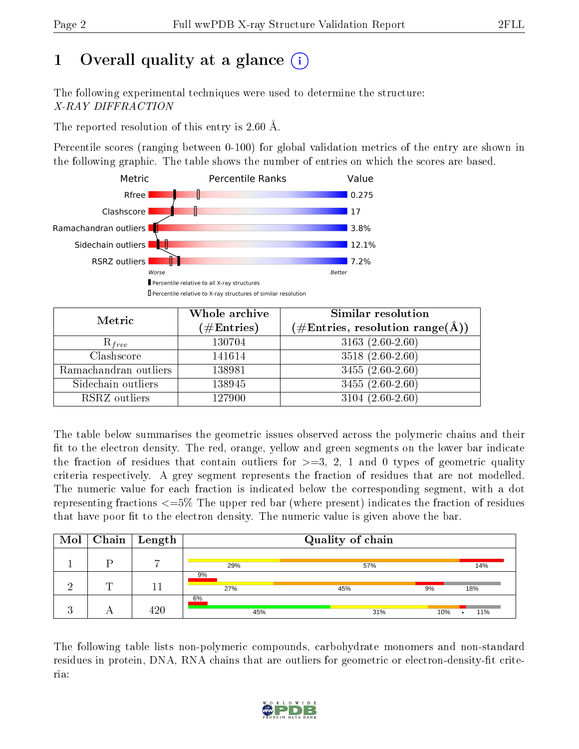# 1 Overall quality at a glance

The following experimental techniques were used to determine the structure:
*X-RAY DIFFRACTION*

The reported resolution of this entry is 2.60 Å.

Percentile scores (ranging between 0-100) for global validation metrics of the entry are shown in the following graphic. The table shows the number of entries on which the scores are based.

| Metric | Value |
|---|---|
| Rfree | 0.275 |
| Clashscore | 17 |
| Ramachandran outliers | 3.8% |
| Sidechain outliers | 12.1% |
| RSRZ outliers | 7.2% |

Worse — Better

▮ Percentile relative to all X-ray structures
▯ Percentile relative to X-ray structures of similar resolution

| Metric | Whole archive (#Entries) | Similar resolution (#Entries, resolution range(Å)) |
|---|---|---|
| $R_{free}$ | 130704 | 3163 (2.60-2.60) |
| Clashscore | 141614 | 3518 (2.60-2.60) |
| Ramachandran outliers | 138981 | 3455 (2.60-2.60) |
| Sidechain outliers | 138945 | 3455 (2.60-2.60) |
| RSRZ outliers | 127900 | 3104 (2.60-2.60) |

The table below summarises the geometric issues observed across the polymeric chains and their fit to the electron density. The red, orange, yellow and green segments on the lower bar indicate the fraction of residues that contain outliers for >=3, 2, 1 and 0 types of geometric quality criteria respectively. A grey segment represents the fraction of residues that are not modelled. The numeric value for each fraction is indicated below the corresponding segment, with a dot representing fractions <=5% The upper red bar (where present) indicates the fraction of residues that have poor fit to the electron density. The numeric value is given above the bar.

| Mol | Chain | Length | Quality of chain |
|---|---|---|---|
| 1 | P | 7 | 29% / 57% / 14% |
| 2 | T | 11 | 9% (poor fit); 27% / 45% / 9% / 18% |
| 3 | A | 420 | 6% (poor fit); 45% / 31% / 10% / • / 11% |

The following table lists non-polymeric compounds, carbohydrate monomers and non-standard residues in protein, DNA, RNA chains that are outliers for geometric or electron-density-fit criteria: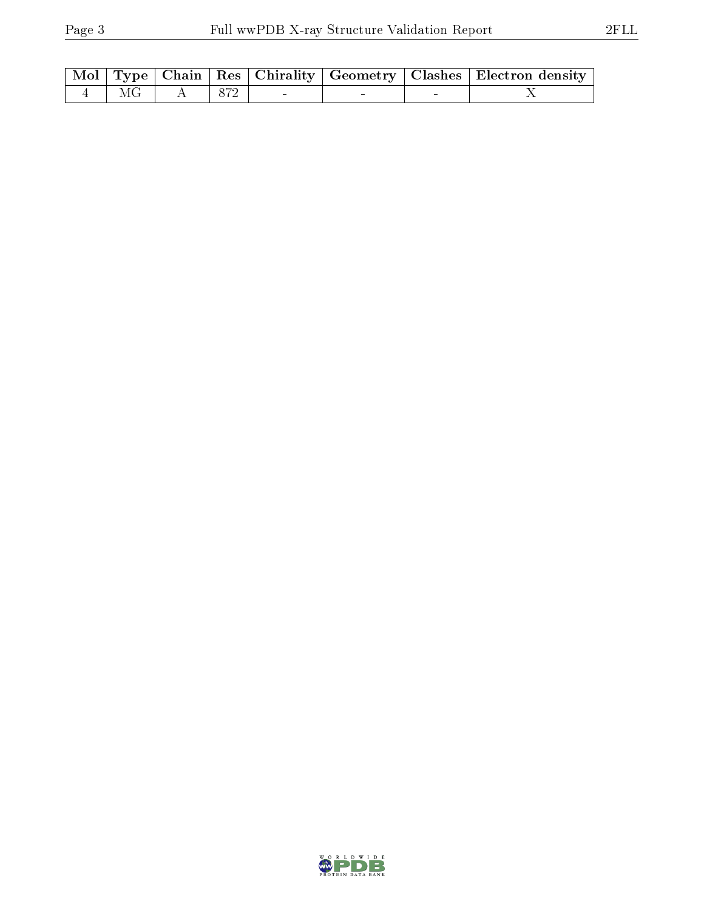| Mol | Type | Chain | Res | Chirality | Geometry | Clashes | Electron density |
|---|---|---|---|---|---|---|---|
| 4 | MG | A | 872 | - | - | - | X |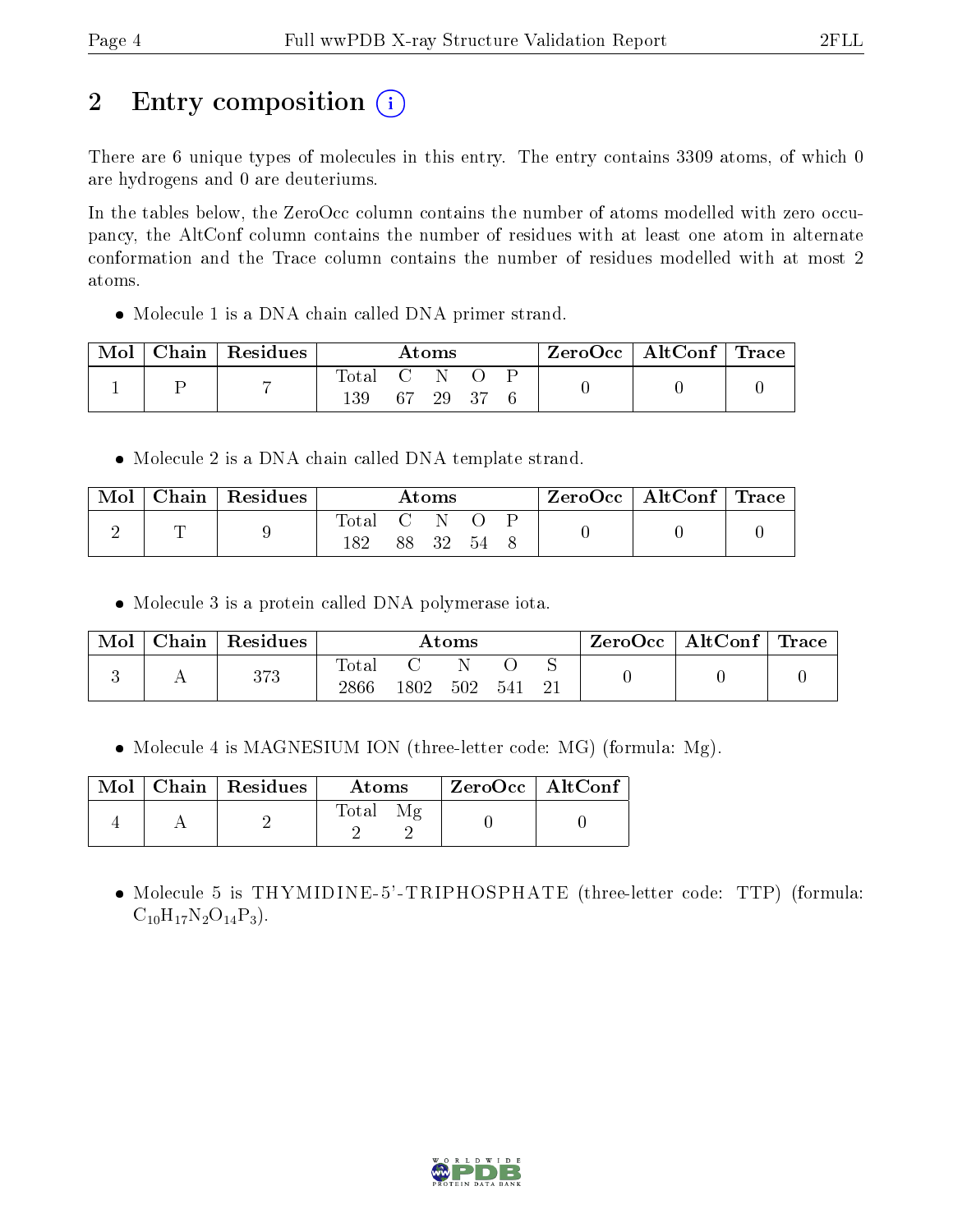# 2 Entry composition

There are 6 unique types of molecules in this entry. The entry contains 3309 atoms, of which 0 are hydrogens and 0 are deuteriums.

In the tables below, the ZeroOcc column contains the number of atoms modelled with zero occupancy, the AltConf column contains the number of residues with at least one atom in alternate conformation and the Trace column contains the number of residues modelled with at most 2 atoms.

- Molecule 1 is a DNA chain called DNA primer strand.

| Mol | Chain | Residues | Atoms | | | | | ZeroOcc | AltConf | Trace |
|---|---|---|---|---|---|---|---|---|---|---|
| | | | Total | C | N | O | P | | | |
| 1 | P | 7 | 139 | 67 | 29 | 37 | 6 | 0 | 0 | 0 |

- Molecule 2 is a DNA chain called DNA template strand.

| Mol | Chain | Residues | Atoms | | | | | ZeroOcc | AltConf | Trace |
|---|---|---|---|---|---|---|---|---|---|---|
| | | | Total | C | N | O | P | | | |
| 2 | T | 9 | 182 | 88 | 32 | 54 | 8 | 0 | 0 | 0 |

- Molecule 3 is a protein called DNA polymerase iota.

| Mol | Chain | Residues | Atoms | | | | | ZeroOcc | AltConf | Trace |
|---|---|---|---|---|---|---|---|---|---|---|
| | | | Total | C | N | O | S | | | |
| 3 | A | 373 | 2866 | 1802 | 502 | 541 | 21 | 0 | 0 | 0 |

- Molecule 4 is MAGNESIUM ION (three-letter code: MG) (formula: Mg).

| Mol | Chain | Residues | Atoms | | ZeroOcc | AltConf |
|---|---|---|---|---|---|---|
| | | | Total | Mg | | |
| 4 | A | 2 | 2 | 2 | 0 | 0 |

- Molecule 5 is THYMIDINE-5'-TRIPHOSPHATE (three-letter code: TTP) (formula: $C_{10}H_{17}N_2O_{14}P_3$).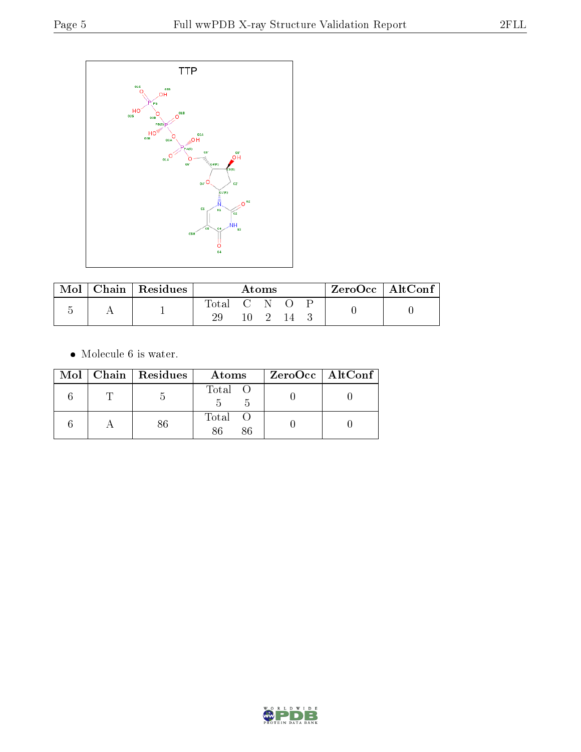| Mol | Chain | Residues | Atoms | | | | | ZeroOcc | AltConf |
|---|---|---|---|---|---|---|---|---|---|
| | | | Total | C | N | O | P | | |
| 5 | A | 1 | 29 | 10 | 2 | 14 | 3 | 0 | 0 |

- Molecule 6 is water.

| Mol | Chain | Residues | Atoms | | ZeroOcc | AltConf |
|---|---|---|---|---|---|---|
| | | | Total | O | | |
| 6 | T | 5 | 5 | 5 | 0 | 0 |
| 6 | A | 86 | 86 | 86 | 0 | 0 |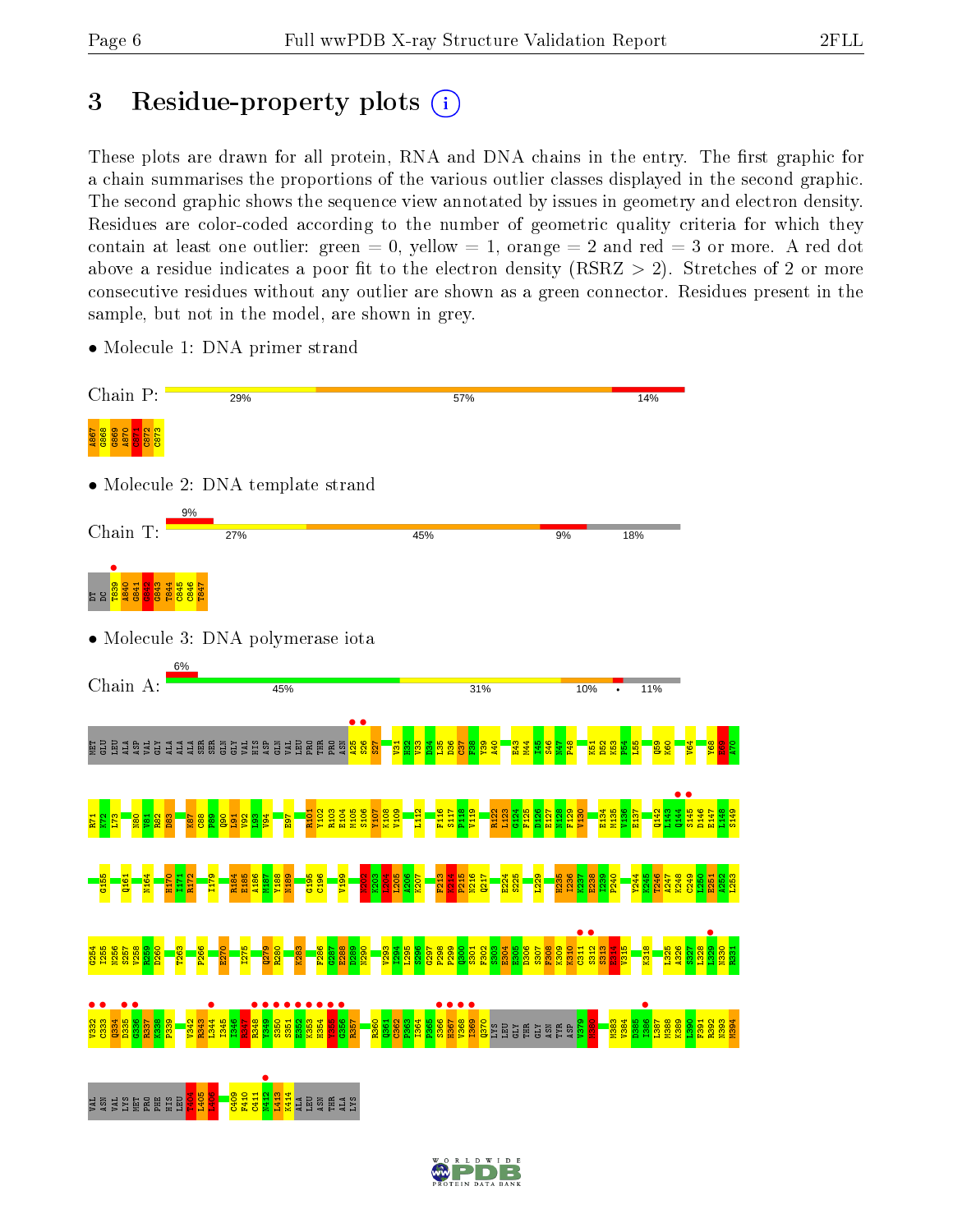# 3 Residue-property plots

These plots are drawn for all protein, RNA and DNA chains in the entry. The first graphic for a chain summarises the proportions of the various outlier classes displayed in the second graphic. The second graphic shows the sequence view annotated by issues in geometry and electron density. Residues are color-coded according to the number of geometric quality criteria for which they contain at least one outlier: green = 0, yellow = 1, orange = 2 and red = 3 or more. A red dot above a residue indicates a poor fit to the electron density (RSRZ > 2). Stretches of 2 or more consecutive residues without any outlier are shown as a green connector. Residues present in the sample, but not in the model, are shown in grey.

- Molecule 1: DNA primer strand

Chain P: 29% | 57% | 14%

A867 G868 G869 A870 C871 C872 C873

- Molecule 2: DNA template strand

Chain T: 9% | 27% | 45% | 9% | 18%

DT DC T839 A840 G841 G842 G843 T844 C845 C846 T847

- Molecule 3: DNA polymerase iota

Chain A: 6% | 45% | 31% | 10% | • | 11%

MET GLU LEU ALA ASP VAL GLY ALA ALA ALA SER SER GLN GLY VAL HIS ASP GLN VAL LEU PRO THR PRO ASN A25 S26 S27 V31 H32 V33 D34 L35 D36 C37 F38 Y39 A40 E43 M44 I45 S46 N47 P48 K51 D52 K53 P54 L55 Q59 K60 V64 Y68 A69 A70

R71 K72 L73 N80 V81 R82 D83 K87 C88 P89 Q90 L91 V92 L93 V94 E97 R101 Y102 R103 E104 M105 S106 Y107 K108 V109 L112 F116 S117 P118 V119 R122 L123 G124 F125 D126 E127 N128 F129 V130 E134 M135 V136 E137 Q142 L143 G144 S145 D146 E147 L148 S149

G155 Q161 N164 H170 I171 R172 I179 R184 E185 A186 M187 Y188 N189 G195 C196 V199 N202 K203 L204 L205 A206 K207 F213 K214 P215 N216 Q217 E224 S225 L229 H235 I236 K237 E238 I239 P240 Y244 K245 T246 A247 K248 C249 L250 E251 A252 L253

G254 I255 N256 S257 V258 R259 D260 T263 P266 E270 I275 Q279 R280 K283 F286 G287 E288 D289 N290 V293 I294 L295 S296 G297 P298 P299 Q300 S301 P302 S303 E304 E305 D306 S307 F308 K309 K310 C311 S312 S313 E314 V315 K318 L325 A326 S327 L328 L329 N330 R331

V332 C333 Q334 D335 G336 R337 K338 F339 V342 R343 L344 I345 L346 R347 R348 Y349 S350 S351 E352 K353 H354 Y355 G356 R357 R360 Q361 C362 P363 I364 P365 S366 H367 V368 I369 Q370 LYS LEU GLY THR GLY ASN TYR ASP V379 M380 M383 V384 D385 Y386 L387 M388 K389 L390 F391 R392 N393 M394

VAL ASN VAL LYS MET PRO PHE HIS LEU T404 L405 L406 C409 F410 C411 N412 L413 K414 ALA LEU ASN THR ALA LYS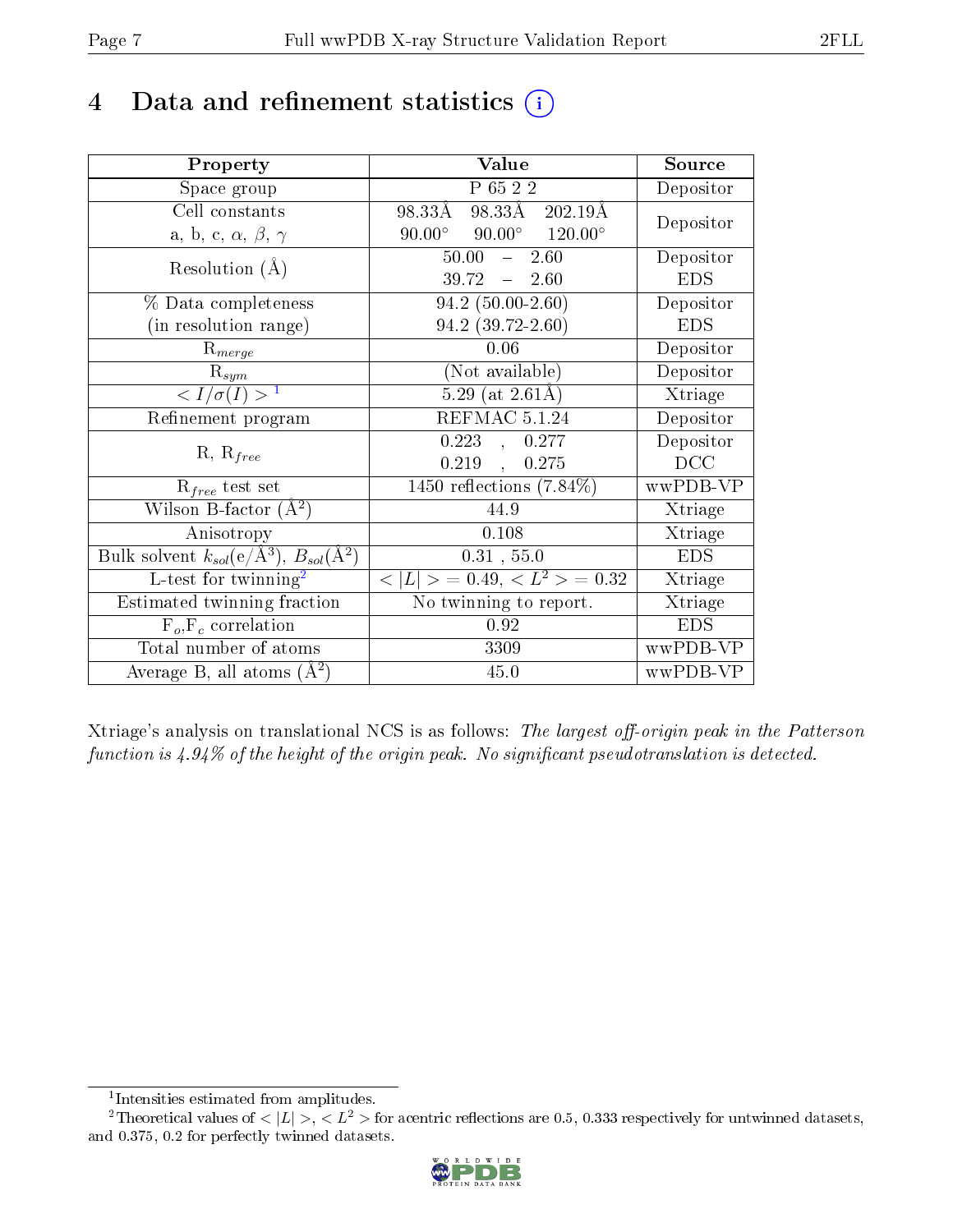# 4 Data and refinement statistics

| Property | Value | Source |
|---|---|---|
| Space group | P 65 2 2 | Depositor |
| Cell constants<br>a, b, c, $\alpha$, $\beta$, $\gamma$ | 98.33Å 98.33Å 202.19Å<br>90.00° 90.00° 120.00° | Depositor |
| Resolution (Å) | 50.00 – 2.60<br>39.72 – 2.60 | Depositor<br>EDS |
| % Data completeness<br>(in resolution range) | 94.2 (50.00-2.60)<br>94.2 (39.72-2.60) | Depositor<br>EDS |
| $R_{merge}$ | 0.06 | Depositor |
| $R_{sym}$ | (Not available) | Depositor |
| $< I/\sigma(I) >$ [1] | 5.29 (at 2.61Å) | Xtriage |
| Refinement program | REFMAC 5.1.24 | Depositor |
| R, $R_{free}$ | 0.223 , 0.277<br>0.219 , 0.275 | Depositor<br>DCC |
| $R_{free}$ test set | 1450 reflections (7.84%) | wwPDB-VP |
| Wilson B-factor (Å$^2$) | 44.9 | Xtriage |
| Anisotropy | 0.108 | Xtriage |
| Bulk solvent $k_{sol}$(e/Å$^3$), $B_{sol}$(Å$^2$) | 0.31 , 55.0 | EDS |
| L-test for twinning[2] | $< \|L\| > = 0.49$, $< L^2 > = 0.32$ | Xtriage |
| Estimated twinning fraction | No twinning to report. | Xtriage |
| $F_o$,$F_c$ correlation | 0.92 | EDS |
| Total number of atoms | 3309 | wwPDB-VP |
| Average B, all atoms (Å$^2$) | 45.0 | wwPDB-VP |

Xtriage's analysis on translational NCS is as follows: *The largest off-origin peak in the Patterson function is 4.94% of the height of the origin peak. No significant pseudotranslation is detected.*

[1] Intensities estimated from amplitudes.

[2] Theoretical values of $< |L| >$, $< L^2 >$ for acentric reflections are 0.5, 0.333 respectively for untwinned datasets, and 0.375, 0.2 for perfectly twinned datasets.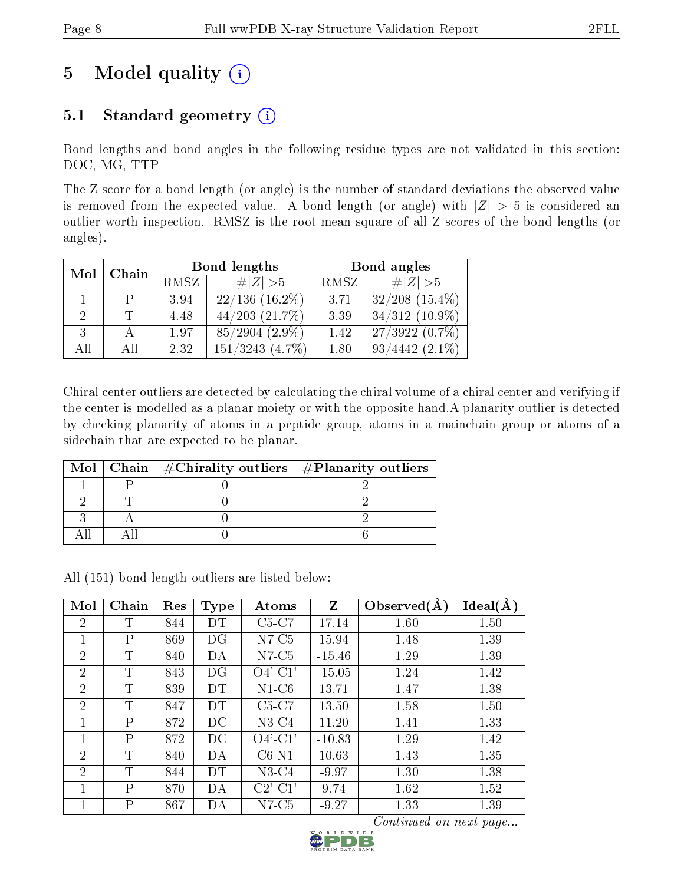# 5 Model quality

## 5.1 Standard geometry

Bond lengths and bond angles in the following residue types are not validated in this section: DOC, MG, TTP

The Z score for a bond length (or angle) is the number of standard deviations the observed value is removed from the expected value. A bond length (or angle) with $|Z| > 5$ is considered an outlier worth inspection. RMSZ is the root-mean-square of all Z scores of the bond lengths (or angles).

| Mol | Chain | Bond lengths | | Bond angles | |
|---|---|---|---|---|---|
| | | RMSZ | #\|Z\| >5 | RMSZ | #\|Z\| >5 |
| 1 | P | 3.94 | 22/136 (16.2%) | 3.71 | 32/208 (15.4%) |
| 2 | T | 4.48 | 44/203 (21.7%) | 3.39 | 34/312 (10.9%) |
| 3 | A | 1.97 | 85/2904 (2.9%) | 1.42 | 27/3922 (0.7%) |
| All | All | 2.32 | 151/3243 (4.7%) | 1.80 | 93/4442 (2.1%) |

Chiral center outliers are detected by calculating the chiral volume of a chiral center and verifying if the center is modelled as a planar moiety or with the opposite hand.A planarity outlier is detected by checking planarity of atoms in a peptide group, atoms in a mainchain group or atoms of a sidechain that are expected to be planar.

| Mol | Chain | #Chirality outliers | #Planarity outliers |
|---|---|---|---|
| 1 | P | 0 | 2 |
| 2 | T | 0 | 2 |
| 3 | A | 0 | 2 |
| All | All | 0 | 6 |

All (151) bond length outliers are listed below:

| Mol | Chain | Res | Type | Atoms | Z | Observed(Å) | Ideal(Å) |
|---|---|---|---|---|---|---|---|
| 2 | T | 844 | DT | C5-C7 | 17.14 | 1.60 | 1.50 |
| 1 | P | 869 | DG | N7-C5 | 15.94 | 1.48 | 1.39 |
| 2 | T | 840 | DA | N7-C5 | -15.46 | 1.29 | 1.39 |
| 2 | T | 843 | DG | O4'-C1' | -15.05 | 1.24 | 1.42 |
| 2 | T | 839 | DT | N1-C6 | 13.71 | 1.47 | 1.38 |
| 2 | T | 847 | DT | C5-C7 | 13.50 | 1.58 | 1.50 |
| 1 | P | 872 | DC | N3-C4 | 11.20 | 1.41 | 1.33 |
| 1 | P | 872 | DC | O4'-C1' | -10.83 | 1.29 | 1.42 |
| 2 | T | 840 | DA | C6-N1 | 10.63 | 1.43 | 1.35 |
| 2 | T | 844 | DT | N3-C4 | -9.97 | 1.30 | 1.38 |
| 1 | P | 870 | DA | C2'-C1' | 9.74 | 1.62 | 1.52 |
| 1 | P | 867 | DA | N7-C5 | -9.27 | 1.33 | 1.39 |

*Continued on next page...*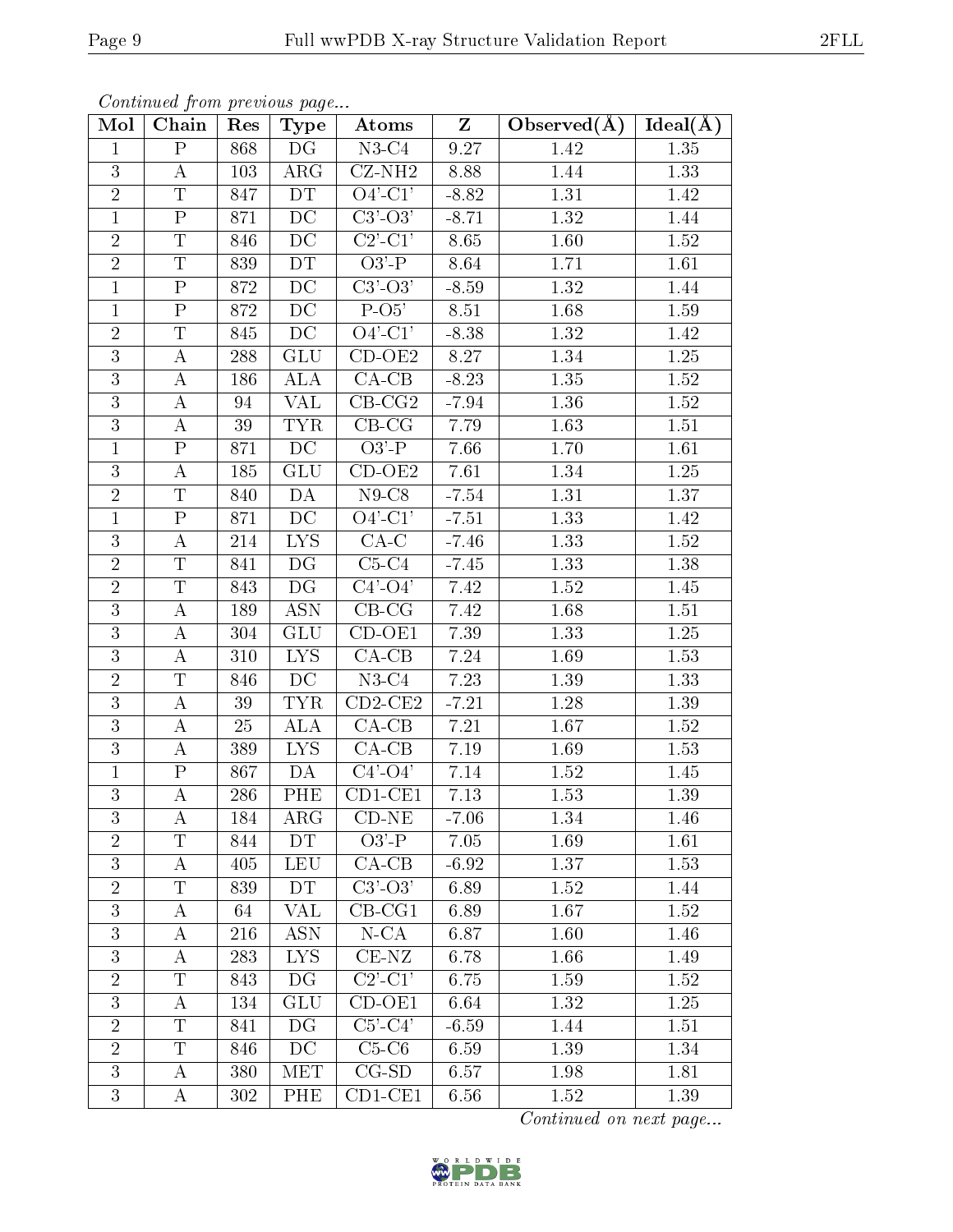*Continued from previous page...*

| Mol | Chain | Res | Type | Atoms | Z | Observed(Å) | Ideal(Å) |
|---|---|---|---|---|---|---|---|
| 1 | P | 868 | DG | N3-C4 | 9.27 | 1.42 | 1.35 |
| 3 | A | 103 | ARG | CZ-NH2 | 8.88 | 1.44 | 1.33 |
| 2 | T | 847 | DT | O4'-C1' | -8.82 | 1.31 | 1.42 |
| 1 | P | 871 | DC | C3'-O3' | -8.71 | 1.32 | 1.44 |
| 2 | T | 846 | DC | C2'-C1' | 8.65 | 1.60 | 1.52 |
| 2 | T | 839 | DT | O3'-P | 8.64 | 1.71 | 1.61 |
| 1 | P | 872 | DC | C3'-O3' | -8.59 | 1.32 | 1.44 |
| 1 | P | 872 | DC | P-O5' | 8.51 | 1.68 | 1.59 |
| 2 | T | 845 | DC | O4'-C1' | -8.38 | 1.32 | 1.42 |
| 3 | A | 288 | GLU | CD-OE2 | 8.27 | 1.34 | 1.25 |
| 3 | A | 186 | ALA | CA-CB | -8.23 | 1.35 | 1.52 |
| 3 | A | 94 | VAL | CB-CG2 | -7.94 | 1.36 | 1.52 |
| 3 | A | 39 | TYR | CB-CG | 7.79 | 1.63 | 1.51 |
| 1 | P | 871 | DC | O3'-P | 7.66 | 1.70 | 1.61 |
| 3 | A | 185 | GLU | CD-OE2 | 7.61 | 1.34 | 1.25 |
| 2 | T | 840 | DA | N9-C8 | -7.54 | 1.31 | 1.37 |
| 1 | P | 871 | DC | O4'-C1' | -7.51 | 1.33 | 1.42 |
| 3 | A | 214 | LYS | CA-C | -7.46 | 1.33 | 1.52 |
| 2 | T | 841 | DG | C5-C4 | -7.45 | 1.33 | 1.38 |
| 2 | T | 843 | DG | C4'-O4' | 7.42 | 1.52 | 1.45 |
| 3 | A | 189 | ASN | CB-CG | 7.42 | 1.68 | 1.51 |
| 3 | A | 304 | GLU | CD-OE1 | 7.39 | 1.33 | 1.25 |
| 3 | A | 310 | LYS | CA-CB | 7.24 | 1.69 | 1.53 |
| 2 | T | 846 | DC | N3-C4 | 7.23 | 1.39 | 1.33 |
| 3 | A | 39 | TYR | CD2-CE2 | -7.21 | 1.28 | 1.39 |
| 3 | A | 25 | ALA | CA-CB | 7.21 | 1.67 | 1.52 |
| 3 | A | 389 | LYS | CA-CB | 7.19 | 1.69 | 1.53 |
| 1 | P | 867 | DA | C4'-O4' | 7.14 | 1.52 | 1.45 |
| 3 | A | 286 | PHE | CD1-CE1 | 7.13 | 1.53 | 1.39 |
| 3 | A | 184 | ARG | CD-NE | -7.06 | 1.34 | 1.46 |
| 2 | T | 844 | DT | O3'-P | 7.05 | 1.69 | 1.61 |
| 3 | A | 405 | LEU | CA-CB | -6.92 | 1.37 | 1.53 |
| 2 | T | 839 | DT | C3'-O3' | 6.89 | 1.52 | 1.44 |
| 3 | A | 64 | VAL | CB-CG1 | 6.89 | 1.67 | 1.52 |
| 3 | A | 216 | ASN | N-CA | 6.87 | 1.60 | 1.46 |
| 3 | A | 283 | LYS | CE-NZ | 6.78 | 1.66 | 1.49 |
| 2 | T | 843 | DG | C2'-C1' | 6.75 | 1.59 | 1.52 |
| 3 | A | 134 | GLU | CD-OE1 | 6.64 | 1.32 | 1.25 |
| 2 | T | 841 | DG | C5'-C4' | -6.59 | 1.44 | 1.51 |
| 2 | T | 846 | DC | C5-C6 | 6.59 | 1.39 | 1.34 |
| 3 | A | 380 | MET | CG-SD | 6.57 | 1.98 | 1.81 |
| 3 | A | 302 | PHE | CD1-CE1 | 6.56 | 1.52 | 1.39 |

*Continued on next page...*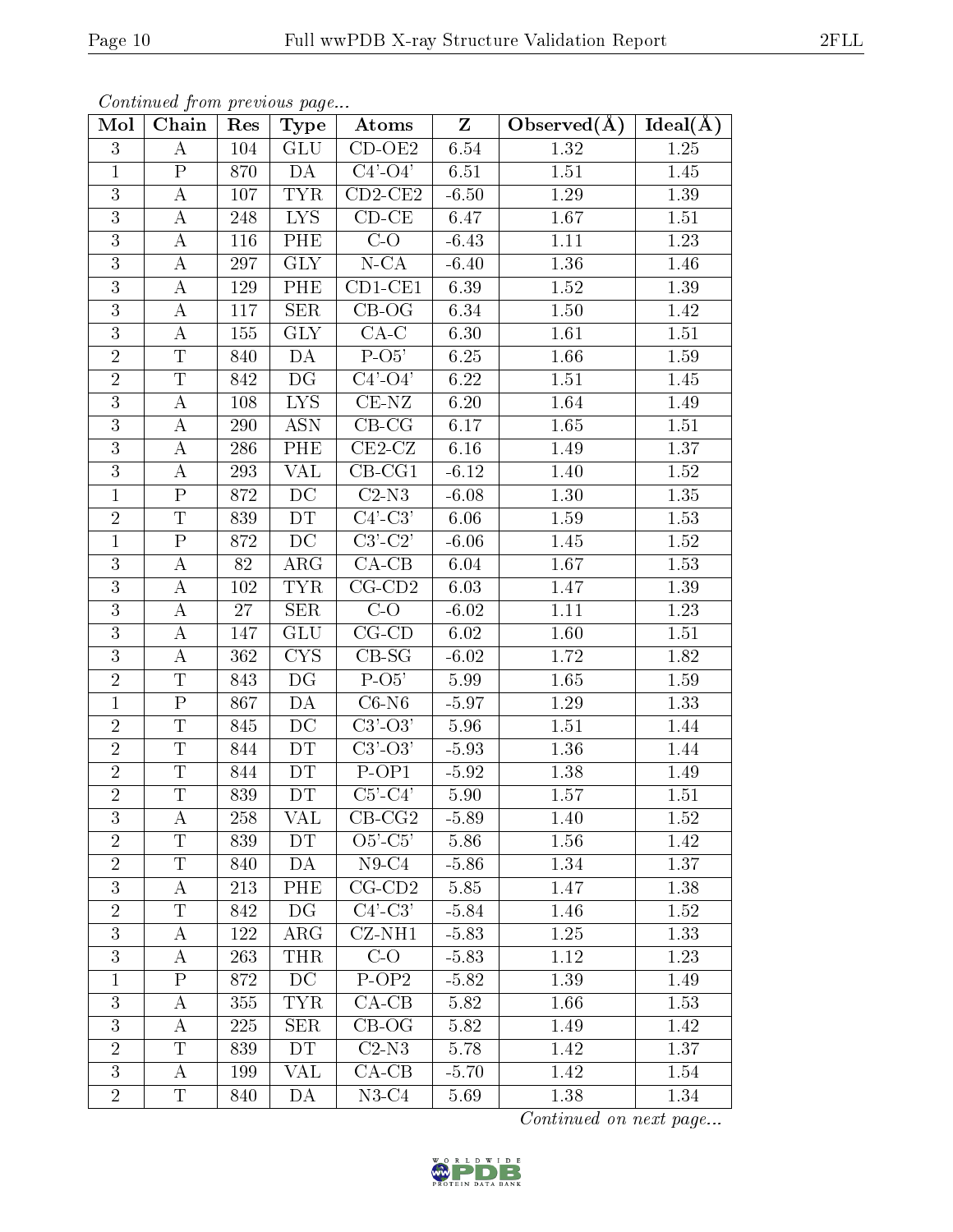*Continued from previous page...*

| Mol | Chain | Res | Type | Atoms | Z | Observed(Å) | Ideal(Å) |
|---|---|---|---|---|---|---|---|
| 3 | A | 104 | GLU | CD-OE2 | 6.54 | 1.32 | 1.25 |
| 1 | P | 870 | DA | C4'-O4' | 6.51 | 1.51 | 1.45 |
| 3 | A | 107 | TYR | CD2-CE2 | -6.50 | 1.29 | 1.39 |
| 3 | A | 248 | LYS | CD-CE | 6.47 | 1.67 | 1.51 |
| 3 | A | 116 | PHE | C-O | -6.43 | 1.11 | 1.23 |
| 3 | A | 297 | GLY | N-CA | -6.40 | 1.36 | 1.46 |
| 3 | A | 129 | PHE | CD1-CE1 | 6.39 | 1.52 | 1.39 |
| 3 | A | 117 | SER | CB-OG | 6.34 | 1.50 | 1.42 |
| 3 | A | 155 | GLY | CA-C | 6.30 | 1.61 | 1.51 |
| 2 | T | 840 | DA | P-O5' | 6.25 | 1.66 | 1.59 |
| 2 | T | 842 | DG | C4'-O4' | 6.22 | 1.51 | 1.45 |
| 3 | A | 108 | LYS | CE-NZ | 6.20 | 1.64 | 1.49 |
| 3 | A | 290 | ASN | CB-CG | 6.17 | 1.65 | 1.51 |
| 3 | A | 286 | PHE | CE2-CZ | 6.16 | 1.49 | 1.37 |
| 3 | A | 293 | VAL | CB-CG1 | -6.12 | 1.40 | 1.52 |
| 1 | P | 872 | DC | C2-N3 | -6.08 | 1.30 | 1.35 |
| 2 | T | 839 | DT | C4'-C3' | 6.06 | 1.59 | 1.53 |
| 1 | P | 872 | DC | C3'-C2' | -6.06 | 1.45 | 1.52 |
| 3 | A | 82 | ARG | CA-CB | 6.04 | 1.67 | 1.53 |
| 3 | A | 102 | TYR | CG-CD2 | 6.03 | 1.47 | 1.39 |
| 3 | A | 27 | SER | C-O | -6.02 | 1.11 | 1.23 |
| 3 | A | 147 | GLU | CG-CD | 6.02 | 1.60 | 1.51 |
| 3 | A | 362 | CYS | CB-SG | -6.02 | 1.72 | 1.82 |
| 2 | T | 843 | DG | P-O5' | 5.99 | 1.65 | 1.59 |
| 1 | P | 867 | DA | C6-N6 | -5.97 | 1.29 | 1.33 |
| 2 | T | 845 | DC | C3'-O3' | 5.96 | 1.51 | 1.44 |
| 2 | T | 844 | DT | C3'-O3' | -5.93 | 1.36 | 1.44 |
| 2 | T | 844 | DT | P-OP1 | -5.92 | 1.38 | 1.49 |
| 2 | T | 839 | DT | C5'-C4' | 5.90 | 1.57 | 1.51 |
| 3 | A | 258 | VAL | CB-CG2 | -5.89 | 1.40 | 1.52 |
| 2 | T | 839 | DT | O5'-C5' | 5.86 | 1.56 | 1.42 |
| 2 | T | 840 | DA | N9-C4 | -5.86 | 1.34 | 1.37 |
| 3 | A | 213 | PHE | CG-CD2 | 5.85 | 1.47 | 1.38 |
| 2 | T | 842 | DG | C4'-C3' | -5.84 | 1.46 | 1.52 |
| 3 | A | 122 | ARG | CZ-NH1 | -5.83 | 1.25 | 1.33 |
| 3 | A | 263 | THR | C-O | -5.83 | 1.12 | 1.23 |
| 1 | P | 872 | DC | P-OP2 | -5.82 | 1.39 | 1.49 |
| 3 | A | 355 | TYR | CA-CB | 5.82 | 1.66 | 1.53 |
| 3 | A | 225 | SER | CB-OG | 5.82 | 1.49 | 1.42 |
| 2 | T | 839 | DT | C2-N3 | 5.78 | 1.42 | 1.37 |
| 3 | A | 199 | VAL | CA-CB | -5.70 | 1.42 | 1.54 |
| 2 | T | 840 | DA | N3-C4 | 5.69 | 1.38 | 1.34 |

*Continued on next page...*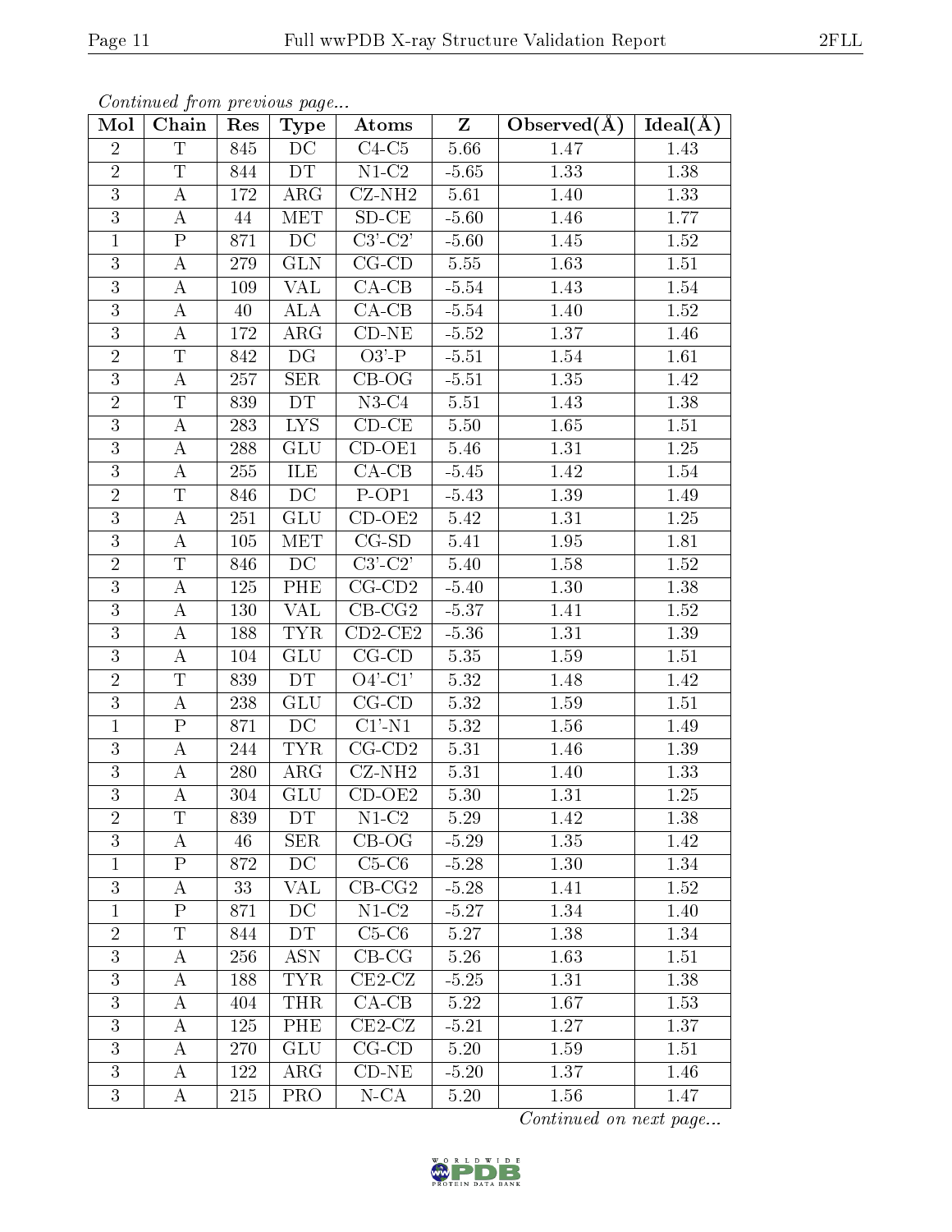*Continued from previous page...*

| Mol | Chain | Res | Type | Atoms | Z | Observed(Å) | Ideal(Å) |
|---|---|---|---|---|---|---|---|
| 2 | T | 845 | DC | C4-C5 | 5.66 | 1.47 | 1.43 |
| 2 | T | 844 | DT | N1-C2 | -5.65 | 1.33 | 1.38 |
| 3 | A | 172 | ARG | CZ-NH2 | 5.61 | 1.40 | 1.33 |
| 3 | A | 44 | MET | SD-CE | -5.60 | 1.46 | 1.77 |
| 1 | P | 871 | DC | C3'-C2' | -5.60 | 1.45 | 1.52 |
| 3 | A | 279 | GLN | CG-CD | 5.55 | 1.63 | 1.51 |
| 3 | A | 109 | VAL | CA-CB | -5.54 | 1.43 | 1.54 |
| 3 | A | 40 | ALA | CA-CB | -5.54 | 1.40 | 1.52 |
| 3 | A | 172 | ARG | CD-NE | -5.52 | 1.37 | 1.46 |
| 2 | T | 842 | DG | O3'-P | -5.51 | 1.54 | 1.61 |
| 3 | A | 257 | SER | CB-OG | -5.51 | 1.35 | 1.42 |
| 2 | T | 839 | DT | N3-C4 | 5.51 | 1.43 | 1.38 |
| 3 | A | 283 | LYS | CD-CE | 5.50 | 1.65 | 1.51 |
| 3 | A | 288 | GLU | CD-OE1 | 5.46 | 1.31 | 1.25 |
| 3 | A | 255 | ILE | CA-CB | -5.45 | 1.42 | 1.54 |
| 2 | T | 846 | DC | P-OP1 | -5.43 | 1.39 | 1.49 |
| 3 | A | 251 | GLU | CD-OE2 | 5.42 | 1.31 | 1.25 |
| 3 | A | 105 | MET | CG-SD | 5.41 | 1.95 | 1.81 |
| 2 | T | 846 | DC | C3'-C2' | 5.40 | 1.58 | 1.52 |
| 3 | A | 125 | PHE | CG-CD2 | -5.40 | 1.30 | 1.38 |
| 3 | A | 130 | VAL | CB-CG2 | -5.37 | 1.41 | 1.52 |
| 3 | A | 188 | TYR | CD2-CE2 | -5.36 | 1.31 | 1.39 |
| 3 | A | 104 | GLU | CG-CD | 5.35 | 1.59 | 1.51 |
| 2 | T | 839 | DT | O4'-C1' | 5.32 | 1.48 | 1.42 |
| 3 | A | 238 | GLU | CG-CD | 5.32 | 1.59 | 1.51 |
| 1 | P | 871 | DC | C1'-N1 | 5.32 | 1.56 | 1.49 |
| 3 | A | 244 | TYR | CG-CD2 | 5.31 | 1.46 | 1.39 |
| 3 | A | 280 | ARG | CZ-NH2 | 5.31 | 1.40 | 1.33 |
| 3 | A | 304 | GLU | CD-OE2 | 5.30 | 1.31 | 1.25 |
| 2 | T | 839 | DT | N1-C2 | 5.29 | 1.42 | 1.38 |
| 3 | A | 46 | SER | CB-OG | -5.29 | 1.35 | 1.42 |
| 1 | P | 872 | DC | C5-C6 | -5.28 | 1.30 | 1.34 |
| 3 | A | 33 | VAL | CB-CG2 | -5.28 | 1.41 | 1.52 |
| 1 | P | 871 | DC | N1-C2 | -5.27 | 1.34 | 1.40 |
| 2 | T | 844 | DT | C5-C6 | 5.27 | 1.38 | 1.34 |
| 3 | A | 256 | ASN | CB-CG | 5.26 | 1.63 | 1.51 |
| 3 | A | 188 | TYR | CE2-CZ | -5.25 | 1.31 | 1.38 |
| 3 | A | 404 | THR | CA-CB | 5.22 | 1.67 | 1.53 |
| 3 | A | 125 | PHE | CE2-CZ | -5.21 | 1.27 | 1.37 |
| 3 | A | 270 | GLU | CG-CD | 5.20 | 1.59 | 1.51 |
| 3 | A | 122 | ARG | CD-NE | -5.20 | 1.37 | 1.46 |
| 3 | A | 215 | PRO | N-CA | 5.20 | 1.56 | 1.47 |

*Continued on next page...*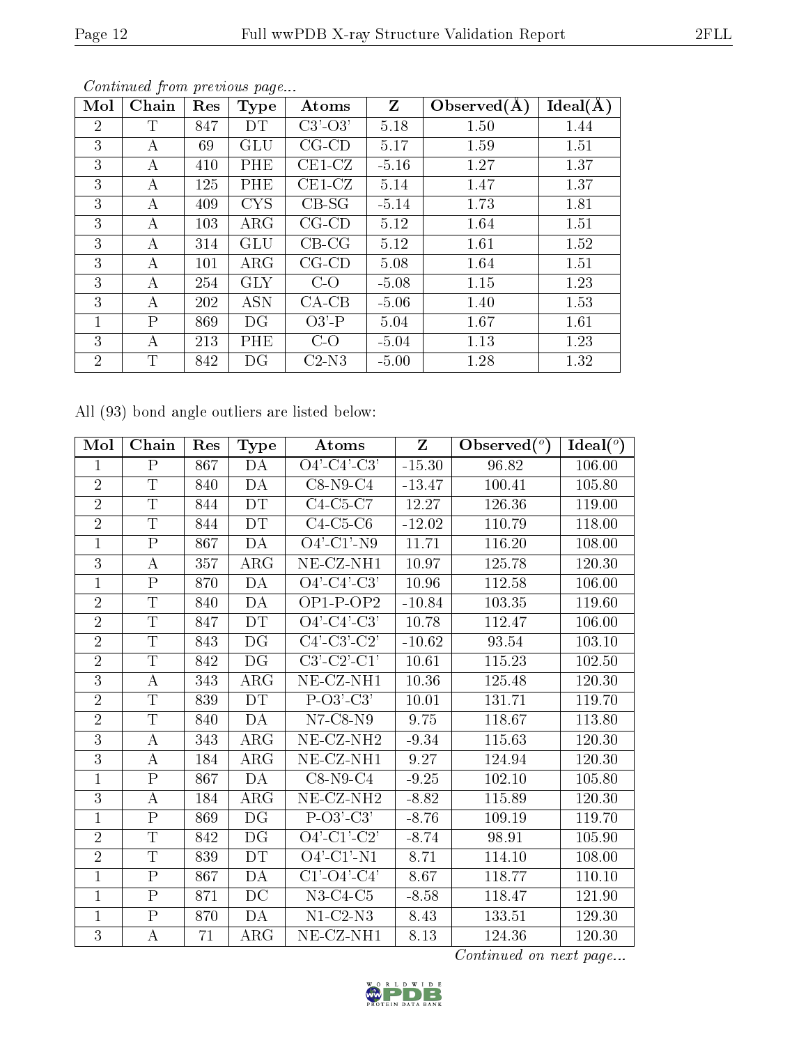*Continued from previous page...*

| Mol | Chain | Res | Type | Atoms | Z | Observed(Å) | Ideal(Å) |
|---|---|---|---|---|---|---|---|
| 2 | T | 847 | DT | C3'-O3' | 5.18 | 1.50 | 1.44 |
| 3 | A | 69 | GLU | CG-CD | 5.17 | 1.59 | 1.51 |
| 3 | A | 410 | PHE | CE1-CZ | -5.16 | 1.27 | 1.37 |
| 3 | A | 125 | PHE | CE1-CZ | 5.14 | 1.47 | 1.37 |
| 3 | A | 409 | CYS | CB-SG | -5.14 | 1.73 | 1.81 |
| 3 | A | 103 | ARG | CG-CD | 5.12 | 1.64 | 1.51 |
| 3 | A | 314 | GLU | CB-CG | 5.12 | 1.61 | 1.52 |
| 3 | A | 101 | ARG | CG-CD | 5.08 | 1.64 | 1.51 |
| 3 | A | 254 | GLY | C-O | -5.08 | 1.15 | 1.23 |
| 3 | A | 202 | ASN | CA-CB | -5.06 | 1.40 | 1.53 |
| 1 | P | 869 | DG | O3'-P | 5.04 | 1.67 | 1.61 |
| 3 | A | 213 | PHE | C-O | -5.04 | 1.13 | 1.23 |
| 2 | T | 842 | DG | C2-N3 | -5.00 | 1.28 | 1.32 |

All (93) bond angle outliers are listed below:

| Mol | Chain | Res | Type | Atoms | Z | Observed(°) | Ideal(°) |
|---|---|---|---|---|---|---|---|
| 1 | P | 867 | DA | O4'-C4'-C3' | -15.30 | 96.82 | 106.00 |
| 2 | T | 840 | DA | C8-N9-C4 | -13.47 | 100.41 | 105.80 |
| 2 | T | 844 | DT | C4-C5-C7 | 12.27 | 126.36 | 119.00 |
| 2 | T | 844 | DT | C4-C5-C6 | -12.02 | 110.79 | 118.00 |
| 1 | P | 867 | DA | O4'-C1'-N9 | 11.71 | 116.20 | 108.00 |
| 3 | A | 357 | ARG | NE-CZ-NH1 | 10.97 | 125.78 | 120.30 |
| 1 | P | 870 | DA | O4'-C4'-C3' | 10.96 | 112.58 | 106.00 |
| 2 | T | 840 | DA | OP1-P-OP2 | -10.84 | 103.35 | 119.60 |
| 2 | T | 847 | DT | O4'-C4'-C3' | 10.78 | 112.47 | 106.00 |
| 2 | T | 843 | DG | C4'-C3'-C2' | -10.62 | 93.54 | 103.10 |
| 2 | T | 842 | DG | C3'-C2'-C1' | 10.61 | 115.23 | 102.50 |
| 3 | A | 343 | ARG | NE-CZ-NH1 | 10.36 | 125.48 | 120.30 |
| 2 | T | 839 | DT | P-O3'-C3' | 10.01 | 131.71 | 119.70 |
| 2 | T | 840 | DA | N7-C8-N9 | 9.75 | 118.67 | 113.80 |
| 3 | A | 343 | ARG | NE-CZ-NH2 | -9.34 | 115.63 | 120.30 |
| 3 | A | 184 | ARG | NE-CZ-NH1 | 9.27 | 124.94 | 120.30 |
| 1 | P | 867 | DA | C8-N9-C4 | -9.25 | 102.10 | 105.80 |
| 3 | A | 184 | ARG | NE-CZ-NH2 | -8.82 | 115.89 | 120.30 |
| 1 | P | 869 | DG | P-O3'-C3' | -8.76 | 109.19 | 119.70 |
| 2 | T | 842 | DG | O4'-C1'-C2' | -8.74 | 98.91 | 105.90 |
| 2 | T | 839 | DT | O4'-C1'-N1 | 8.71 | 114.10 | 108.00 |
| 1 | P | 867 | DA | C1'-O4'-C4' | 8.67 | 118.77 | 110.10 |
| 1 | P | 871 | DC | N3-C4-C5 | -8.58 | 118.47 | 121.90 |
| 1 | P | 870 | DA | N1-C2-N3 | 8.43 | 133.51 | 129.30 |
| 3 | A | 71 | ARG | NE-CZ-NH1 | 8.13 | 124.36 | 120.30 |

*Continued on next page...*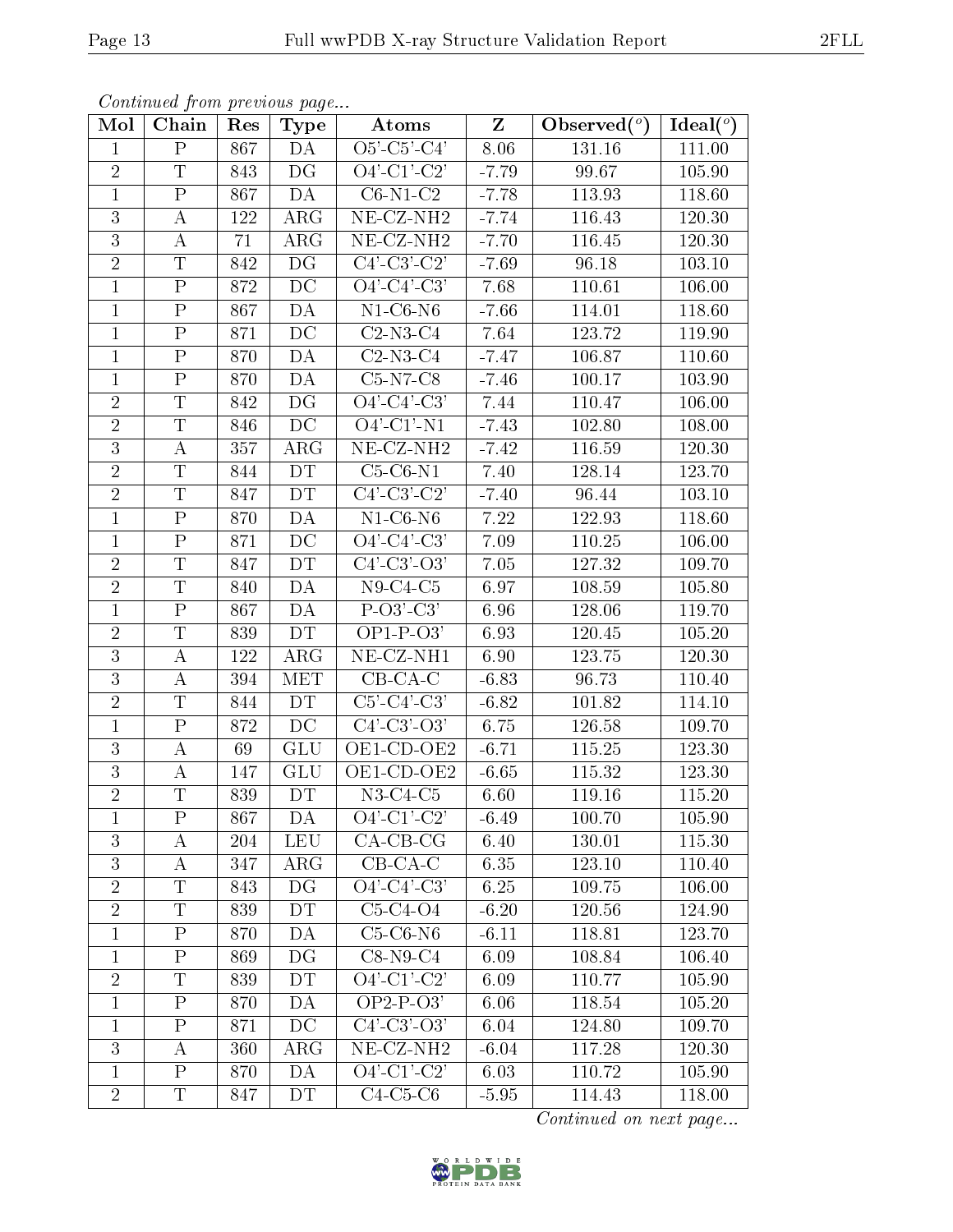*Continued from previous page...*

| Mol | Chain | Res | Type | Atoms | Z | Observed(°) | Ideal(°) |
|---|---|---|---|---|---|---|---|
| 1 | P | 867 | DA | O5'-C5'-C4' | 8.06 | 131.16 | 111.00 |
| 2 | T | 843 | DG | O4'-C1'-C2' | -7.79 | 99.67 | 105.90 |
| 1 | P | 867 | DA | C6-N1-C2 | -7.78 | 113.93 | 118.60 |
| 3 | A | 122 | ARG | NE-CZ-NH2 | -7.74 | 116.43 | 120.30 |
| 3 | A | 71 | ARG | NE-CZ-NH2 | -7.70 | 116.45 | 120.30 |
| 2 | T | 842 | DG | C4'-C3'-C2' | -7.69 | 96.18 | 103.10 |
| 1 | P | 872 | DC | O4'-C4'-C3' | 7.68 | 110.61 | 106.00 |
| 1 | P | 867 | DA | N1-C6-N6 | -7.66 | 114.01 | 118.60 |
| 1 | P | 871 | DC | C2-N3-C4 | 7.64 | 123.72 | 119.90 |
| 1 | P | 870 | DA | C2-N3-C4 | -7.47 | 106.87 | 110.60 |
| 1 | P | 870 | DA | C5-N7-C8 | -7.46 | 100.17 | 103.90 |
| 2 | T | 842 | DG | O4'-C4'-C3' | 7.44 | 110.47 | 106.00 |
| 2 | T | 846 | DC | O4'-C1'-N1 | -7.43 | 102.80 | 108.00 |
| 3 | A | 357 | ARG | NE-CZ-NH2 | -7.42 | 116.59 | 120.30 |
| 2 | T | 844 | DT | C5-C6-N1 | 7.40 | 128.14 | 123.70 |
| 2 | T | 847 | DT | C4'-C3'-C2' | -7.40 | 96.44 | 103.10 |
| 1 | P | 870 | DA | N1-C6-N6 | 7.22 | 122.93 | 118.60 |
| 1 | P | 871 | DC | O4'-C4'-C3' | 7.09 | 110.25 | 106.00 |
| 2 | T | 847 | DT | C4'-C3'-O3' | 7.05 | 127.32 | 109.70 |
| 2 | T | 840 | DA | N9-C4-C5 | 6.97 | 108.59 | 105.80 |
| 1 | P | 867 | DA | P-O3'-C3' | 6.96 | 128.06 | 119.70 |
| 2 | T | 839 | DT | OP1-P-O3' | 6.93 | 120.45 | 105.20 |
| 3 | A | 122 | ARG | NE-CZ-NH1 | 6.90 | 123.75 | 120.30 |
| 3 | A | 394 | MET | CB-CA-C | -6.83 | 96.73 | 110.40 |
| 2 | T | 844 | DT | C5'-C4'-C3' | -6.82 | 101.82 | 114.10 |
| 1 | P | 872 | DC | C4'-C3'-O3' | 6.75 | 126.58 | 109.70 |
| 3 | A | 69 | GLU | OE1-CD-OE2 | -6.71 | 115.25 | 123.30 |
| 3 | A | 147 | GLU | OE1-CD-OE2 | -6.65 | 115.32 | 123.30 |
| 2 | T | 839 | DT | N3-C4-C5 | 6.60 | 119.16 | 115.20 |
| 1 | P | 867 | DA | O4'-C1'-C2' | -6.49 | 100.70 | 105.90 |
| 3 | A | 204 | LEU | CA-CB-CG | 6.40 | 130.01 | 115.30 |
| 3 | A | 347 | ARG | CB-CA-C | 6.35 | 123.10 | 110.40 |
| 2 | T | 843 | DG | O4'-C4'-C3' | 6.25 | 109.75 | 106.00 |
| 2 | T | 839 | DT | C5-C4-O4 | -6.20 | 120.56 | 124.90 |
| 1 | P | 870 | DA | C5-C6-N6 | -6.11 | 118.81 | 123.70 |
| 1 | P | 869 | DG | C8-N9-C4 | 6.09 | 108.84 | 106.40 |
| 2 | T | 839 | DT | O4'-C1'-C2' | 6.09 | 110.77 | 105.90 |
| 1 | P | 870 | DA | OP2-P-O3' | 6.06 | 118.54 | 105.20 |
| 1 | P | 871 | DC | C4'-C3'-O3' | 6.04 | 124.80 | 109.70 |
| 3 | A | 360 | ARG | NE-CZ-NH2 | -6.04 | 117.28 | 120.30 |
| 1 | P | 870 | DA | O4'-C1'-C2' | 6.03 | 110.72 | 105.90 |
| 2 | T | 847 | DT | C4-C5-C6 | -5.95 | 114.43 | 118.00 |

*Continued on next page...*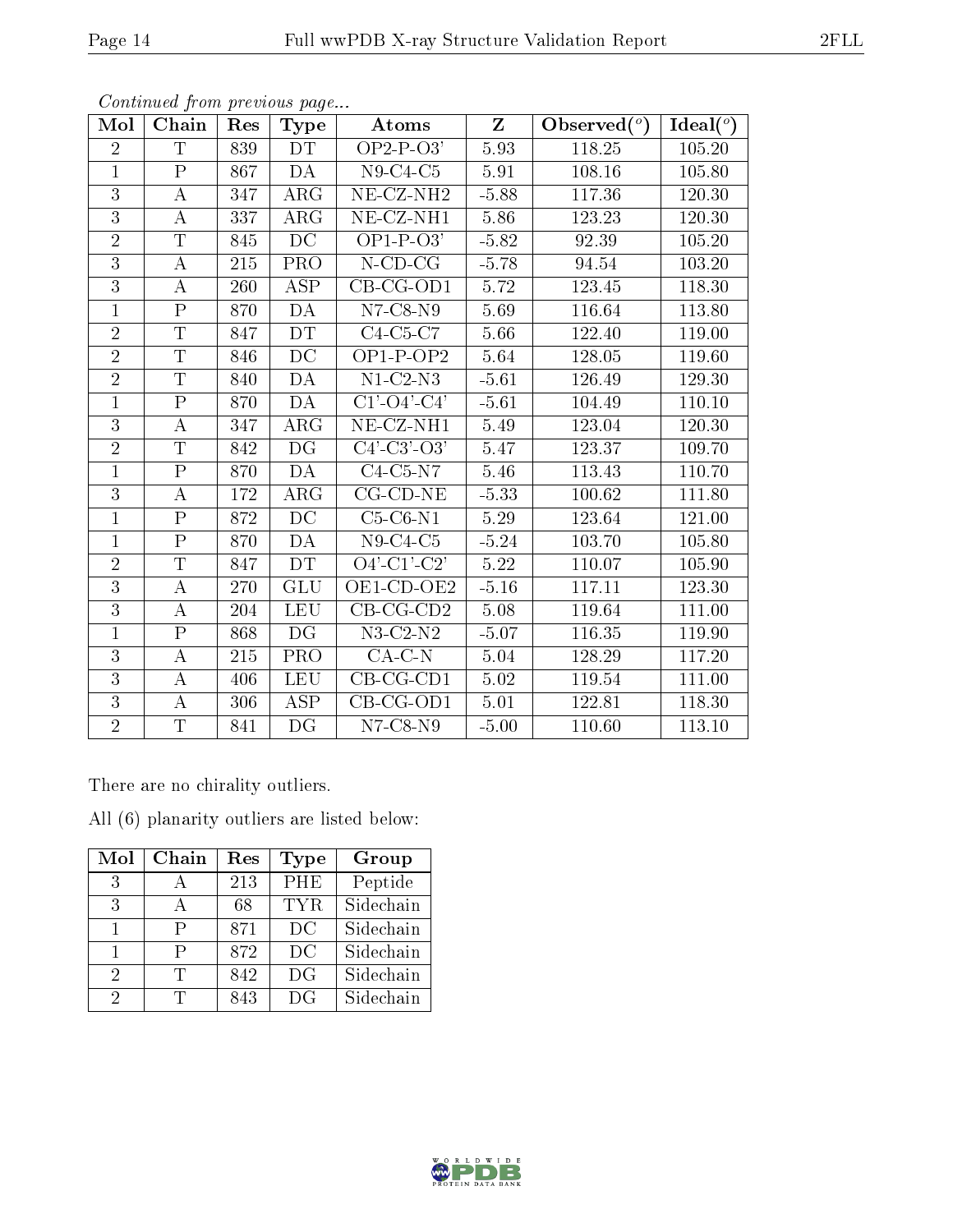*Continued from previous page...*

| Mol | Chain | Res | Type | Atoms | Z | Observed(°) | Ideal(°) |
|---|---|---|---|---|---|---|---|
| 2 | T | 839 | DT | OP2-P-O3' | 5.93 | 118.25 | 105.20 |
| 1 | P | 867 | DA | N9-C4-C5 | 5.91 | 108.16 | 105.80 |
| 3 | A | 347 | ARG | NE-CZ-NH2 | -5.88 | 117.36 | 120.30 |
| 3 | A | 337 | ARG | NE-CZ-NH1 | 5.86 | 123.23 | 120.30 |
| 2 | T | 845 | DC | OP1-P-O3' | -5.82 | 92.39 | 105.20 |
| 3 | A | 215 | PRO | N-CD-CG | -5.78 | 94.54 | 103.20 |
| 3 | A | 260 | ASP | CB-CG-OD1 | 5.72 | 123.45 | 118.30 |
| 1 | P | 870 | DA | N7-C8-N9 | 5.69 | 116.64 | 113.80 |
| 2 | T | 847 | DT | C4-C5-C7 | 5.66 | 122.40 | 119.00 |
| 2 | T | 846 | DC | OP1-P-OP2 | 5.64 | 128.05 | 119.60 |
| 2 | T | 840 | DA | N1-C2-N3 | -5.61 | 126.49 | 129.30 |
| 1 | P | 870 | DA | C1'-O4'-C4' | -5.61 | 104.49 | 110.10 |
| 3 | A | 347 | ARG | NE-CZ-NH1 | 5.49 | 123.04 | 120.30 |
| 2 | T | 842 | DG | C4'-C3'-O3' | 5.47 | 123.37 | 109.70 |
| 1 | P | 870 | DA | C4-C5-N7 | 5.46 | 113.43 | 110.70 |
| 3 | A | 172 | ARG | CG-CD-NE | -5.33 | 100.62 | 111.80 |
| 1 | P | 872 | DC | C5-C6-N1 | 5.29 | 123.64 | 121.00 |
| 1 | P | 870 | DA | N9-C4-C5 | -5.24 | 103.70 | 105.80 |
| 2 | T | 847 | DT | O4'-C1'-C2' | 5.22 | 110.07 | 105.90 |
| 3 | A | 270 | GLU | OE1-CD-OE2 | -5.16 | 117.11 | 123.30 |
| 3 | A | 204 | LEU | CB-CG-CD2 | 5.08 | 119.64 | 111.00 |
| 1 | P | 868 | DG | N3-C2-N2 | -5.07 | 116.35 | 119.90 |
| 3 | A | 215 | PRO | CA-C-N | 5.04 | 128.29 | 117.20 |
| 3 | A | 406 | LEU | CB-CG-CD1 | 5.02 | 119.54 | 111.00 |
| 3 | A | 306 | ASP | CB-CG-OD1 | 5.01 | 122.81 | 118.30 |
| 2 | T | 841 | DG | N7-C8-N9 | -5.00 | 110.60 | 113.10 |

There are no chirality outliers.

All (6) planarity outliers are listed below:

| Mol | Chain | Res | Type | Group |
|---|---|---|---|---|
| 3 | A | 213 | PHE | Peptide |
| 3 | A | 68 | TYR | Sidechain |
| 1 | P | 871 | DC | Sidechain |
| 1 | P | 872 | DC | Sidechain |
| 2 | T | 842 | DG | Sidechain |
| 2 | T | 843 | DG | Sidechain |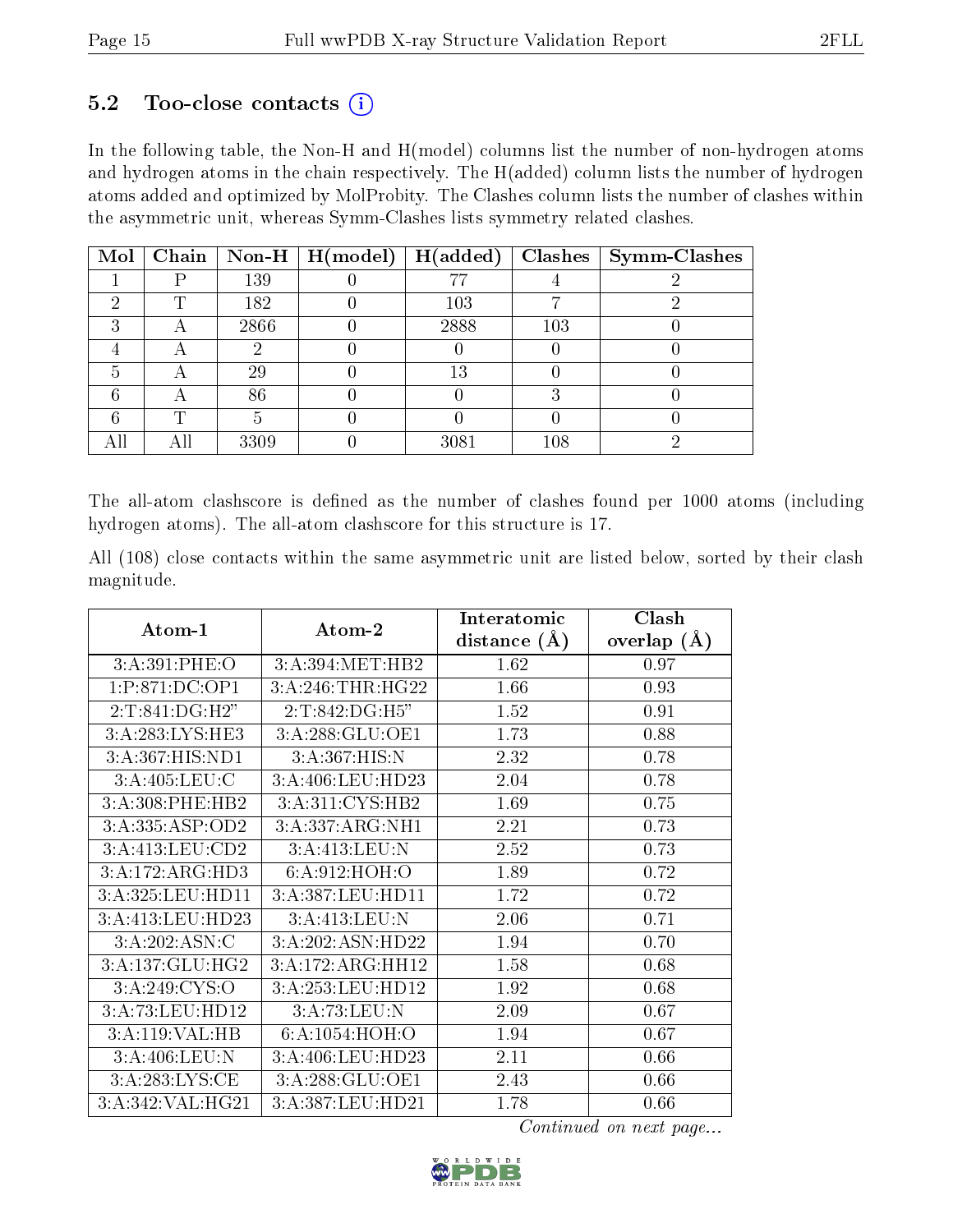### 5.2 Too-close contacts (i)

In the following table, the Non-H and H(model) columns list the number of non-hydrogen atoms and hydrogen atoms in the chain respectively. The H(added) column lists the number of hydrogen atoms added and optimized by MolProbity. The Clashes column lists the number of clashes within the asymmetric unit, whereas Symm-Clashes lists symmetry related clashes.

| Mol | Chain | Non-H | H(model) | H(added) | Clashes | Symm-Clashes |
|---|---|---|---|---|---|---|
| 1 | P | 139 | 0 | 77 | 4 | 2 |
| 2 | T | 182 | 0 | 103 | 7 | 2 |
| 3 | A | 2866 | 0 | 2888 | 103 | 0 |
| 4 | A | 2 | 0 | 0 | 0 | 0 |
| 5 | A | 29 | 0 | 13 | 0 | 0 |
| 6 | A | 86 | 0 | 0 | 3 | 0 |
| 6 | T | 5 | 0 | 0 | 0 | 0 |
| All | All | 3309 | 0 | 3081 | 108 | 2 |

The all-atom clashscore is defined as the number of clashes found per 1000 atoms (including hydrogen atoms). The all-atom clashscore for this structure is 17.

All (108) close contacts within the same asymmetric unit are listed below, sorted by their clash magnitude.

| Atom-1 | Atom-2 | Interatomic distance (Å) | Clash overlap (Å) |
|---|---|---|---|
| 3:A:391:PHE:O | 3:A:394:MET:HB2 | 1.62 | 0.97 |
| 1:P:871:DC:OP1 | 3:A:246:THR:HG22 | 1.66 | 0.93 |
| 2:T:841:DG:H2" | 2:T:842:DG:H5" | 1.52 | 0.91 |
| 3:A:283:LYS:HE3 | 3:A:288:GLU:OE1 | 1.73 | 0.88 |
| 3:A:367:HIS:ND1 | 3:A:367:HIS:N | 2.32 | 0.78 |
| 3:A:405:LEU:C | 3:A:406:LEU:HD23 | 2.04 | 0.78 |
| 3:A:308:PHE:HB2 | 3:A:311:CYS:HB2 | 1.69 | 0.75 |
| 3:A:335:ASP:OD2 | 3:A:337:ARG:NH1 | 2.21 | 0.73 |
| 3:A:413:LEU:CD2 | 3:A:413:LEU:N | 2.52 | 0.73 |
| 3:A:172:ARG:HD3 | 6:A:912:HOH:O | 1.89 | 0.72 |
| 3:A:325:LEU:HD11 | 3:A:387:LEU:HD11 | 1.72 | 0.72 |
| 3:A:413:LEU:HD23 | 3:A:413:LEU:N | 2.06 | 0.71 |
| 3:A:202:ASN:C | 3:A:202:ASN:HD22 | 1.94 | 0.70 |
| 3:A:137:GLU:HG2 | 3:A:172:ARG:HH12 | 1.58 | 0.68 |
| 3:A:249:CYS:O | 3:A:253:LEU:HD12 | 1.92 | 0.68 |
| 3:A:73:LEU:HD12 | 3:A:73:LEU:N | 2.09 | 0.67 |
| 3:A:119:VAL:HB | 6:A:1054:HOH:O | 1.94 | 0.67 |
| 3:A:406:LEU:N | 3:A:406:LEU:HD23 | 2.11 | 0.66 |
| 3:A:283:LYS:CE | 3:A:288:GLU:OE1 | 2.43 | 0.66 |
| 3:A:342:VAL:HG21 | 3:A:387:LEU:HD21 | 1.78 | 0.66 |

*Continued on next page...*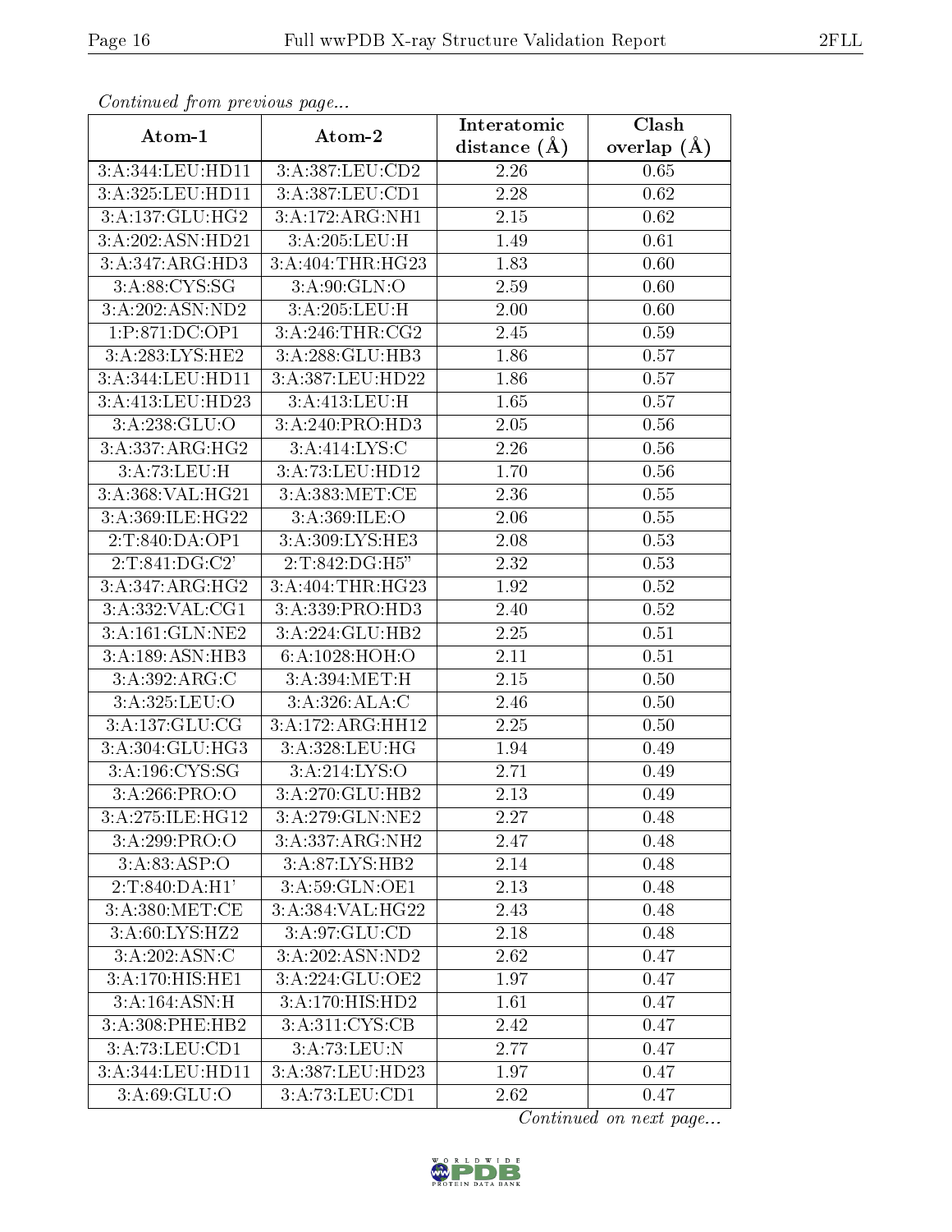*Continued from previous page...*

| Atom-1 | Atom-2 | Interatomic distance (Å) | Clash overlap (Å) |
|---|---|---|---|
| 3:A:344:LEU:HD11 | 3:A:387:LEU:CD2 | 2.26 | 0.65 |
| 3:A:325:LEU:HD11 | 3:A:387:LEU:CD1 | 2.28 | 0.62 |
| 3:A:137:GLU:HG2 | 3:A:172:ARG:NH1 | 2.15 | 0.62 |
| 3:A:202:ASN:HD21 | 3:A:205:LEU:H | 1.49 | 0.61 |
| 3:A:347:ARG:HD3 | 3:A:404:THR:HG23 | 1.83 | 0.60 |
| 3:A:88:CYS:SG | 3:A:90:GLN:O | 2.59 | 0.60 |
| 3:A:202:ASN:ND2 | 3:A:205:LEU:H | 2.00 | 0.60 |
| 1:P:871:DC:OP1 | 3:A:246:THR:CG2 | 2.45 | 0.59 |
| 3:A:283:LYS:HE2 | 3:A:288:GLU:HB3 | 1.86 | 0.57 |
| 3:A:344:LEU:HD11 | 3:A:387:LEU:HD22 | 1.86 | 0.57 |
| 3:A:413:LEU:HD23 | 3:A:413:LEU:H | 1.65 | 0.57 |
| 3:A:238:GLU:O | 3:A:240:PRO:HD3 | 2.05 | 0.56 |
| 3:A:337:ARG:HG2 | 3:A:414:LYS:C | 2.26 | 0.56 |
| 3:A:73:LEU:H | 3:A:73:LEU:HD12 | 1.70 | 0.56 |
| 3:A:368:VAL:HG21 | 3:A:383:MET:CE | 2.36 | 0.55 |
| 3:A:369:ILE:HG22 | 3:A:369:ILE:O | 2.06 | 0.55 |
| 2:T:840:DA:OP1 | 3:A:309:LYS:HE3 | 2.08 | 0.53 |
| 2:T:841:DG:C2' | 2:T:842:DG:H5" | 2.32 | 0.53 |
| 3:A:347:ARG:HG2 | 3:A:404:THR:HG23 | 1.92 | 0.52 |
| 3:A:332:VAL:CG1 | 3:A:339:PRO:HD3 | 2.40 | 0.52 |
| 3:A:161:GLN:NE2 | 3:A:224:GLU:HB2 | 2.25 | 0.51 |
| 3:A:189:ASN:HB3 | 6:A:1028:HOH:O | 2.11 | 0.51 |
| 3:A:392:ARG:C | 3:A:394:MET:H | 2.15 | 0.50 |
| 3:A:325:LEU:O | 3:A:326:ALA:C | 2.46 | 0.50 |
| 3:A:137:GLU:CG | 3:A:172:ARG:HH12 | 2.25 | 0.50 |
| 3:A:304:GLU:HG3 | 3:A:328:LEU:HG | 1.94 | 0.49 |
| 3:A:196:CYS:SG | 3:A:214:LYS:O | 2.71 | 0.49 |
| 3:A:266:PRO:O | 3:A:270:GLU:HB2 | 2.13 | 0.49 |
| 3:A:275:ILE:HG12 | 3:A:279:GLN:NE2 | 2.27 | 0.48 |
| 3:A:299:PRO:O | 3:A:337:ARG:NH2 | 2.47 | 0.48 |
| 3:A:83:ASP:O | 3:A:87:LYS:HB2 | 2.14 | 0.48 |
| 2:T:840:DA:H1' | 3:A:59:GLN:OE1 | 2.13 | 0.48 |
| 3:A:380:MET:CE | 3:A:384:VAL:HG22 | 2.43 | 0.48 |
| 3:A:60:LYS:HZ2 | 3:A:97:GLU:CD | 2.18 | 0.48 |
| 3:A:202:ASN:C | 3:A:202:ASN:ND2 | 2.62 | 0.47 |
| 3:A:170:HIS:HE1 | 3:A:224:GLU:OE2 | 1.97 | 0.47 |
| 3:A:164:ASN:H | 3:A:170:HIS:HD2 | 1.61 | 0.47 |
| 3:A:308:PHE:HB2 | 3:A:311:CYS:CB | 2.42 | 0.47 |
| 3:A:73:LEU:CD1 | 3:A:73:LEU:N | 2.77 | 0.47 |
| 3:A:344:LEU:HD11 | 3:A:387:LEU:HD23 | 1.97 | 0.47 |
| 3:A:69:GLU:O | 3:A:73:LEU:CD1 | 2.62 | 0.47 |

*Continued on next page...*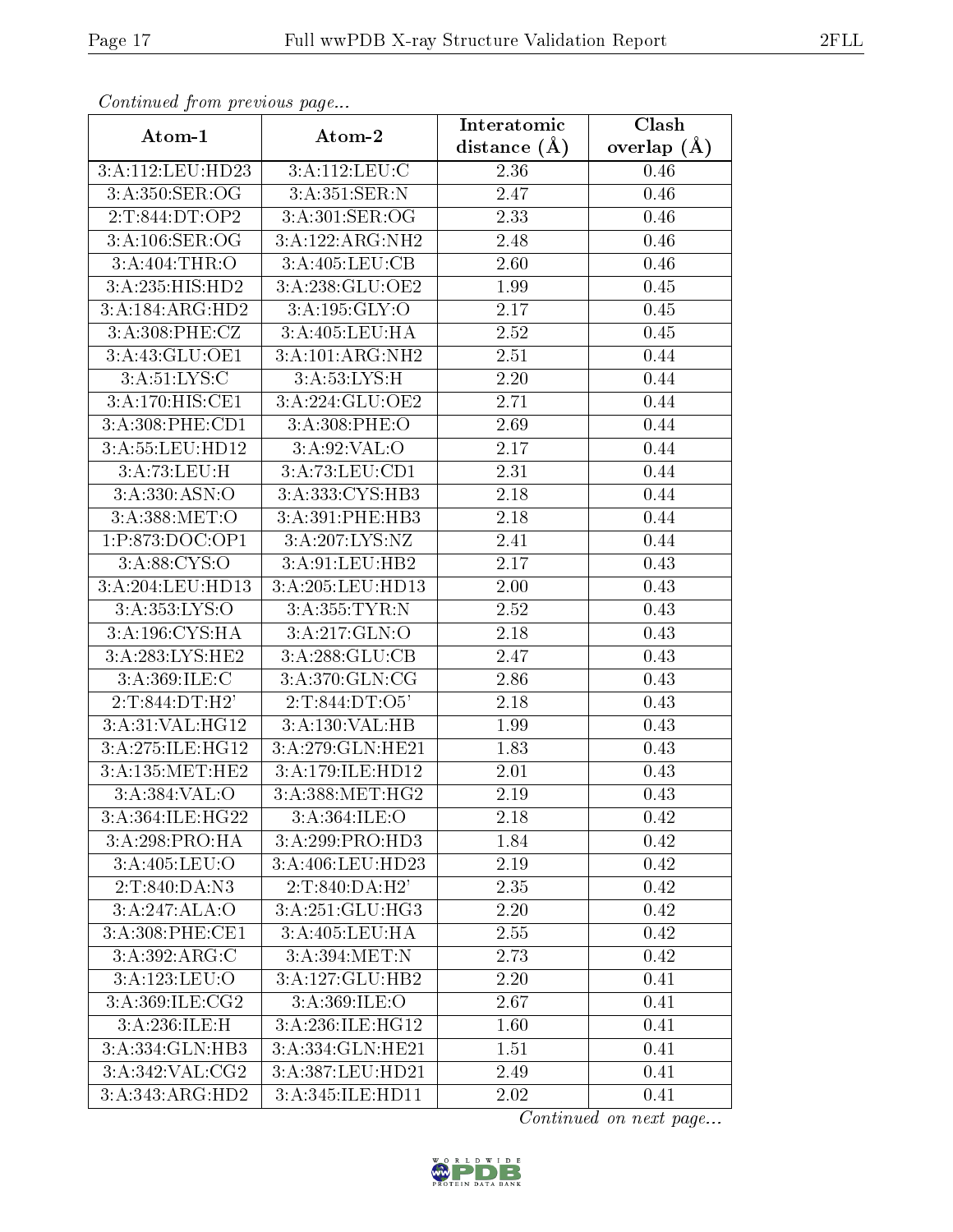*Continued from previous page...*

| Atom-1 | Atom-2 | Interatomic distance (Å) | Clash overlap (Å) |
|---|---|---|---|
| 3:A:112:LEU:HD23 | 3:A:112:LEU:C | 2.36 | 0.46 |
| 3:A:350:SER:OG | 3:A:351:SER:N | 2.47 | 0.46 |
| 2:T:844:DT:OP2 | 3:A:301:SER:OG | 2.33 | 0.46 |
| 3:A:106:SER:OG | 3:A:122:ARG:NH2 | 2.48 | 0.46 |
| 3:A:404:THR:O | 3:A:405:LEU:CB | 2.60 | 0.46 |
| 3:A:235:HIS:HD2 | 3:A:238:GLU:OE2 | 1.99 | 0.45 |
| 3:A:184:ARG:HD2 | 3:A:195:GLY:O | 2.17 | 0.45 |
| 3:A:308:PHE:CZ | 3:A:405:LEU:HA | 2.52 | 0.45 |
| 3:A:43:GLU:OE1 | 3:A:101:ARG:NH2 | 2.51 | 0.44 |
| 3:A:51:LYS:C | 3:A:53:LYS:H | 2.20 | 0.44 |
| 3:A:170:HIS:CE1 | 3:A:224:GLU:OE2 | 2.71 | 0.44 |
| 3:A:308:PHE:CD1 | 3:A:308:PHE:O | 2.69 | 0.44 |
| 3:A:55:LEU:HD12 | 3:A:92:VAL:O | 2.17 | 0.44 |
| 3:A:73:LEU:H | 3:A:73:LEU:CD1 | 2.31 | 0.44 |
| 3:A:330:ASN:O | 3:A:333:CYS:HB3 | 2.18 | 0.44 |
| 3:A:388:MET:O | 3:A:391:PHE:HB3 | 2.18 | 0.44 |
| 1:P:873:DOC:OP1 | 3:A:207:LYS:NZ | 2.41 | 0.44 |
| 3:A:88:CYS:O | 3:A:91:LEU:HB2 | 2.17 | 0.43 |
| 3:A:204:LEU:HD13 | 3:A:205:LEU:HD13 | 2.00 | 0.43 |
| 3:A:353:LYS:O | 3:A:355:TYR:N | 2.52 | 0.43 |
| 3:A:196:CYS:HA | 3:A:217:GLN:O | 2.18 | 0.43 |
| 3:A:283:LYS:HE2 | 3:A:288:GLU:CB | 2.47 | 0.43 |
| 3:A:369:ILE:C | 3:A:370:GLN:CG | 2.86 | 0.43 |
| 2:T:844:DT:H2' | 2:T:844:DT:O5' | 2.18 | 0.43 |
| 3:A:31:VAL:HG12 | 3:A:130:VAL:HB | 1.99 | 0.43 |
| 3:A:275:ILE:HG12 | 3:A:279:GLN:HE21 | 1.83 | 0.43 |
| 3:A:135:MET:HE2 | 3:A:179:ILE:HD12 | 2.01 | 0.43 |
| 3:A:384:VAL:O | 3:A:388:MET:HG2 | 2.19 | 0.43 |
| 3:A:364:ILE:HG22 | 3:A:364:ILE:O | 2.18 | 0.42 |
| 3:A:298:PRO:HA | 3:A:299:PRO:HD3 | 1.84 | 0.42 |
| 3:A:405:LEU:O | 3:A:406:LEU:HD23 | 2.19 | 0.42 |
| 2:T:840:DA:N3 | 2:T:840:DA:H2' | 2.35 | 0.42 |
| 3:A:247:ALA:O | 3:A:251:GLU:HG3 | 2.20 | 0.42 |
| 3:A:308:PHE:CE1 | 3:A:405:LEU:HA | 2.55 | 0.42 |
| 3:A:392:ARG:C | 3:A:394:MET:N | 2.73 | 0.42 |
| 3:A:123:LEU:O | 3:A:127:GLU:HB2 | 2.20 | 0.41 |
| 3:A:369:ILE:CG2 | 3:A:369:ILE:O | 2.67 | 0.41 |
| 3:A:236:ILE:H | 3:A:236:ILE:HG12 | 1.60 | 0.41 |
| 3:A:334:GLN:HB3 | 3:A:334:GLN:HE21 | 1.51 | 0.41 |
| 3:A:342:VAL:CG2 | 3:A:387:LEU:HD21 | 2.49 | 0.41 |
| 3:A:343:ARG:HD2 | 3:A:345:ILE:HD11 | 2.02 | 0.41 |

*Continued on next page...*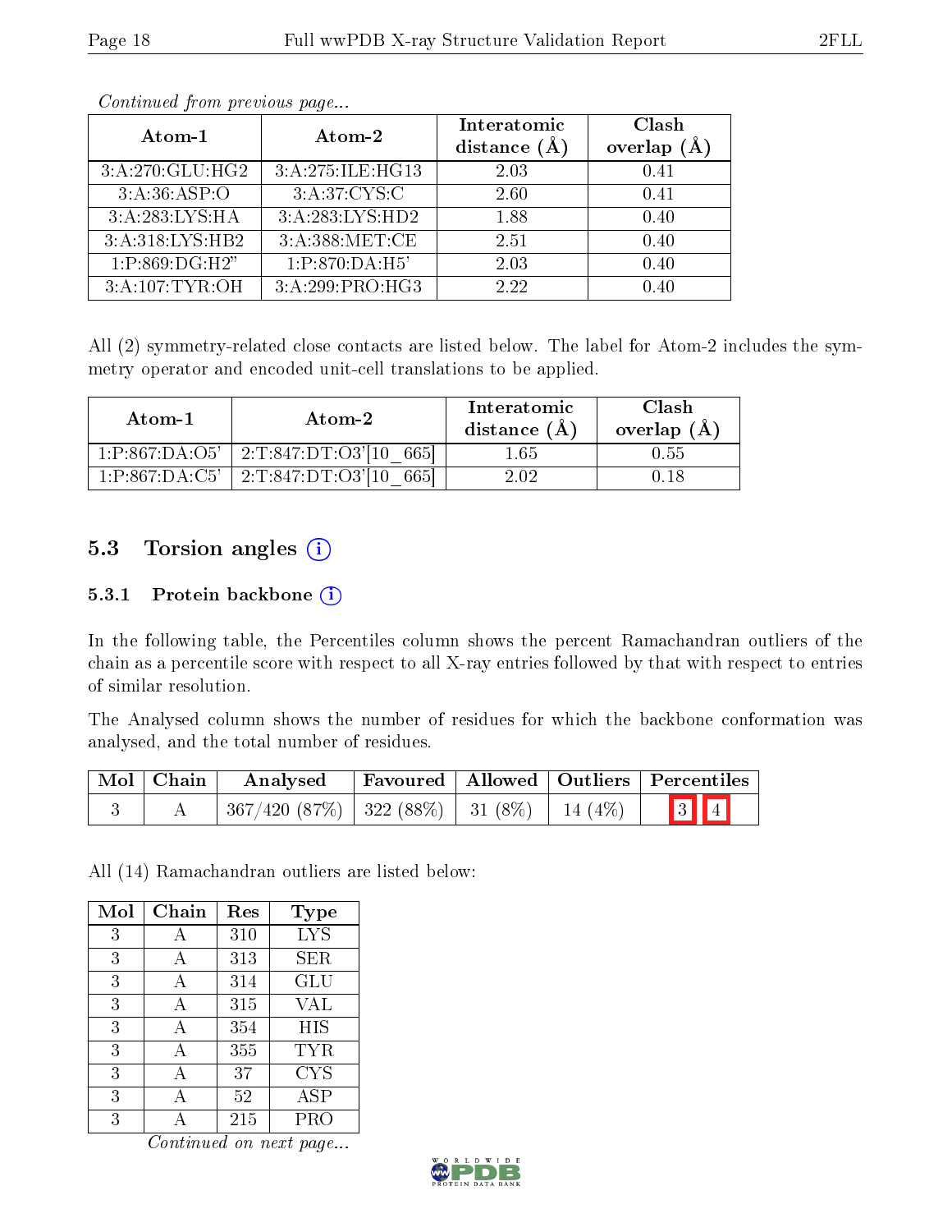*Continued from previous page...*

| Atom-1 | Atom-2 | Interatomic distance (Å) | Clash overlap (Å) |
|---|---|---|---|
| 3:A:270:GLU:HG2 | 3:A:275:ILE:HG13 | 2.03 | 0.41 |
| 3:A:36:ASP:O | 3:A:37:CYS:C | 2.60 | 0.41 |
| 3:A:283:LYS:HA | 3:A:283:LYS:HD2 | 1.88 | 0.40 |
| 3:A:318:LYS:HB2 | 3:A:388:MET:CE | 2.51 | 0.40 |
| 1:P:869:DG:H2" | 1:P:870:DA:H5' | 2.03 | 0.40 |
| 3:A:107:TYR:OH | 3:A:299:PRO:HG3 | 2.22 | 0.40 |

All (2) symmetry-related close contacts are listed below. The label for Atom-2 includes the symmetry operator and encoded unit-cell translations to be applied.

| Atom-1 | Atom-2 | Interatomic distance (Å) | Clash overlap (Å) |
|---|---|---|---|
| 1:P:867:DA:O5' | 2:T:847:DT:O3'[10_665] | 1.65 | 0.55 |
| 1:P:867:DA:C5' | 2:T:847:DT:O3'[10_665] | 2.02 | 0.18 |

## 5.3 Torsion angles

### 5.3.1 Protein backbone

In the following table, the Percentiles column shows the percent Ramachandran outliers of the chain as a percentile score with respect to all X-ray entries followed by that with respect to entries of similar resolution.

The Analysed column shows the number of residues for which the backbone conformation was analysed, and the total number of residues.

| Mol | Chain | Analysed | Favoured | Allowed | Outliers | Percentiles | |
|---|---|---|---|---|---|---|---|
| 3 | A | 367/420 (87%) | 322 (88%) | 31 (8%) | 14 (4%) | 3 | 4 |

All (14) Ramachandran outliers are listed below:

| Mol | Chain | Res | Type |
|---|---|---|---|
| 3 | A | 310 | LYS |
| 3 | A | 313 | SER |
| 3 | A | 314 | GLU |
| 3 | A | 315 | VAL |
| 3 | A | 354 | HIS |
| 3 | A | 355 | TYR |
| 3 | A | 37 | CYS |
| 3 | A | 52 | ASP |
| 3 | A | 215 | PRO |

*Continued on next page...*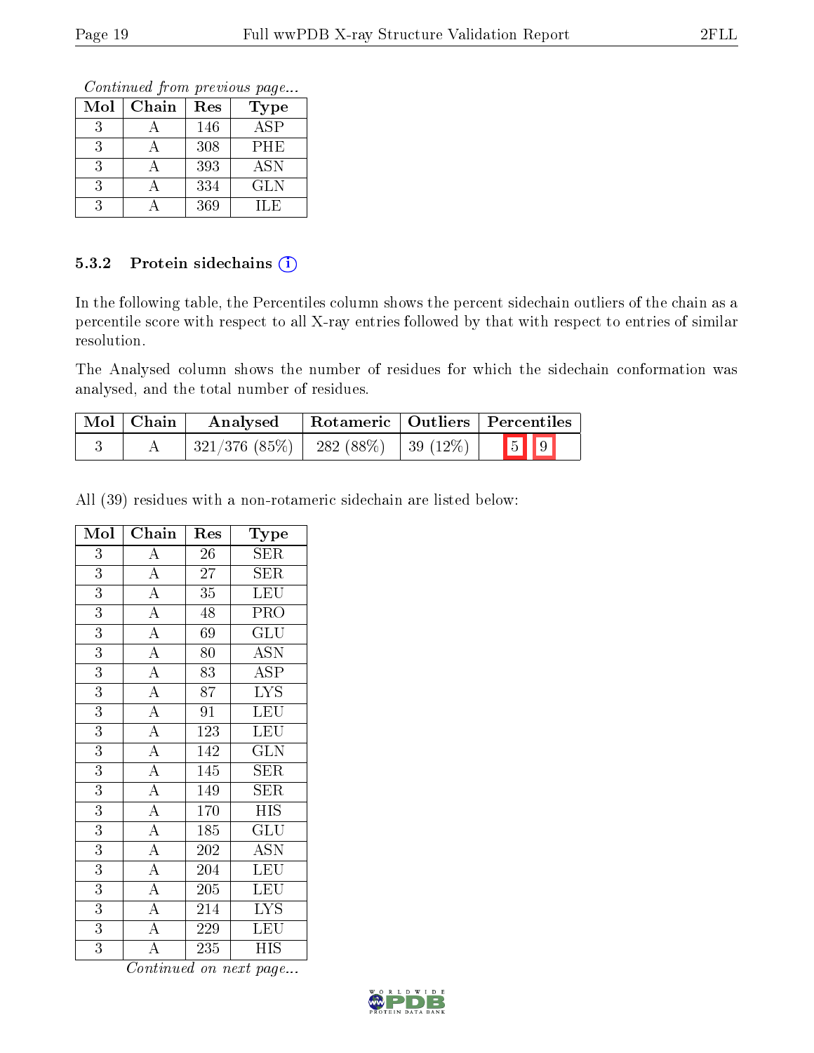*Continued from previous page...*

| Mol | Chain | Res | Type |
|---|---|---|---|
| 3 | A | 146 | ASP |
| 3 | A | 308 | PHE |
| 3 | A | 393 | ASN |
| 3 | A | 334 | GLN |
| 3 | A | 369 | ILE |

### 5.3.2 Protein sidechains

In the following table, the Percentiles column shows the percent sidechain outliers of the chain as a percentile score with respect to all X-ray entries followed by that with respect to entries of similar resolution.

The Analysed column shows the number of residues for which the sidechain conformation was analysed, and the total number of residues.

| Mol | Chain | Analysed | Rotameric | Outliers | Percentiles | |
|---|---|---|---|---|---|---|
| 3 | A | 321/376 (85%) | 282 (88%) | 39 (12%) | 5 | 9 |

All (39) residues with a non-rotameric sidechain are listed below:

| Mol | Chain | Res | Type |
|---|---|---|---|
| 3 | A | 26 | SER |
| 3 | A | 27 | SER |
| 3 | A | 35 | LEU |
| 3 | A | 48 | PRO |
| 3 | A | 69 | GLU |
| 3 | A | 80 | ASN |
| 3 | A | 83 | ASP |
| 3 | A | 87 | LYS |
| 3 | A | 91 | LEU |
| 3 | A | 123 | LEU |
| 3 | A | 142 | GLN |
| 3 | A | 145 | SER |
| 3 | A | 149 | SER |
| 3 | A | 170 | HIS |
| 3 | A | 185 | GLU |
| 3 | A | 202 | ASN |
| 3 | A | 204 | LEU |
| 3 | A | 205 | LEU |
| 3 | A | 214 | LYS |
| 3 | A | 229 | LEU |
| 3 | A | 235 | HIS |

*Continued on next page...*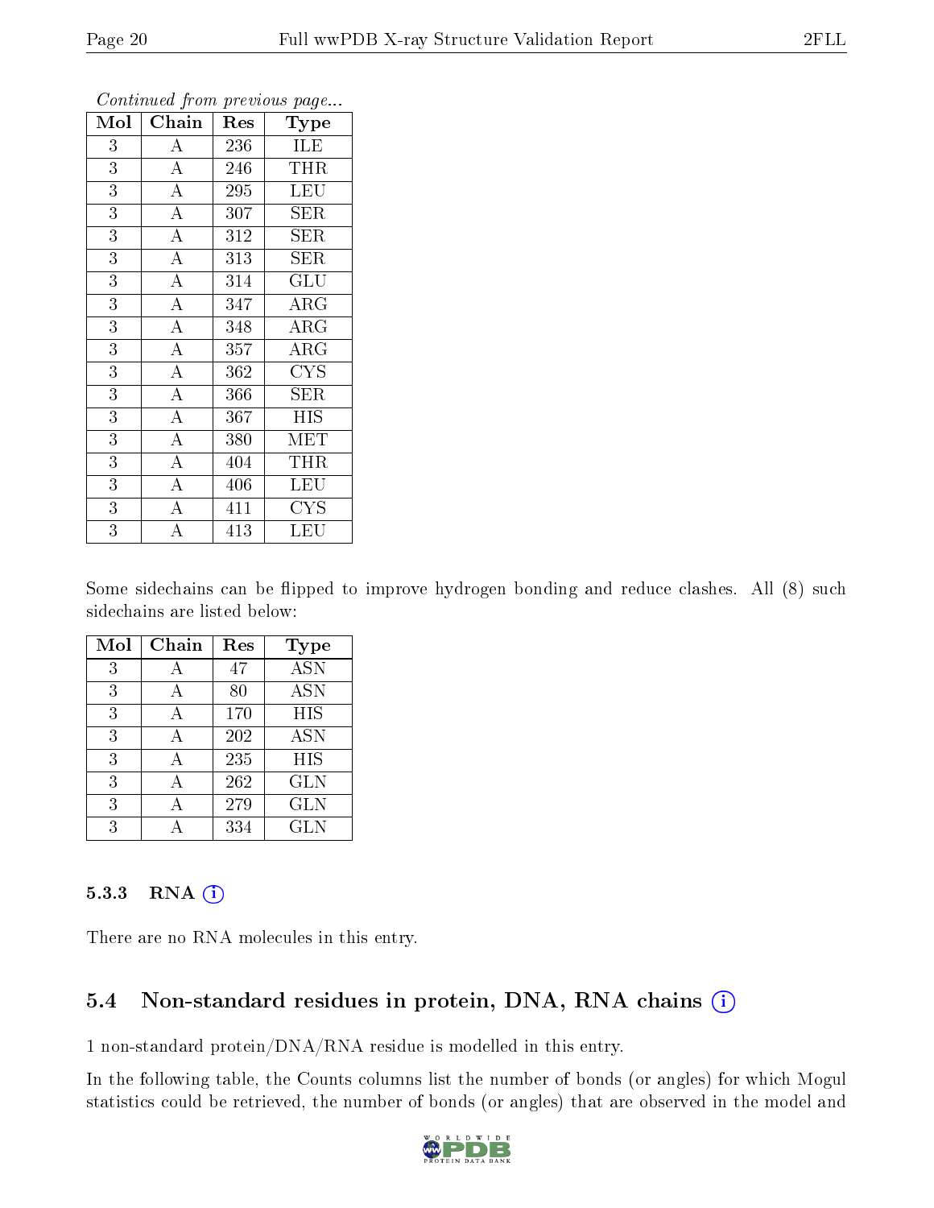*Continued from previous page...*

| Mol | Chain | Res | Type |
|---|---|---|---|
| 3 | A | 236 | ILE |
| 3 | A | 246 | THR |
| 3 | A | 295 | LEU |
| 3 | A | 307 | SER |
| 3 | A | 312 | SER |
| 3 | A | 313 | SER |
| 3 | A | 314 | GLU |
| 3 | A | 347 | ARG |
| 3 | A | 348 | ARG |
| 3 | A | 357 | ARG |
| 3 | A | 362 | CYS |
| 3 | A | 366 | SER |
| 3 | A | 367 | HIS |
| 3 | A | 380 | MET |
| 3 | A | 404 | THR |
| 3 | A | 406 | LEU |
| 3 | A | 411 | CYS |
| 3 | A | 413 | LEU |

Some sidechains can be flipped to improve hydrogen bonding and reduce clashes. All (8) such sidechains are listed below:

| Mol | Chain | Res | Type |
|---|---|---|---|
| 3 | A | 47 | ASN |
| 3 | A | 80 | ASN |
| 3 | A | 170 | HIS |
| 3 | A | 202 | ASN |
| 3 | A | 235 | HIS |
| 3 | A | 262 | GLN |
| 3 | A | 279 | GLN |
| 3 | A | 334 | GLN |

### 5.3.3 RNA

There are no RNA molecules in this entry.

## 5.4 Non-standard residues in protein, DNA, RNA chains

1 non-standard protein/DNA/RNA residue is modelled in this entry.

In the following table, the Counts columns list the number of bonds (or angles) for which Mogul statistics could be retrieved, the number of bonds (or angles) that are observed in the model and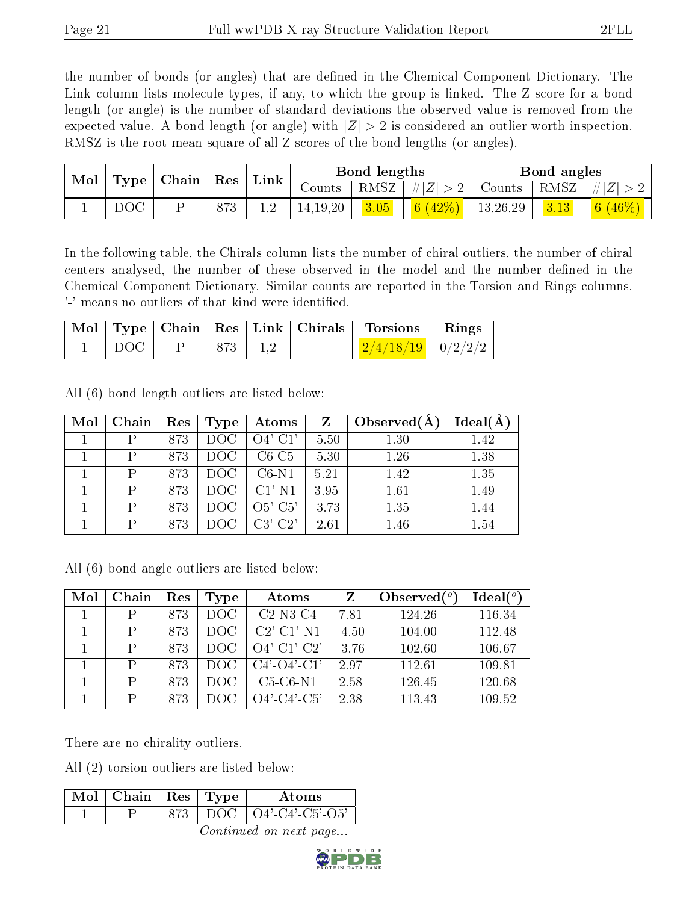the number of bonds (or angles) that are defined in the Chemical Component Dictionary. The Link column lists molecule types, if any, to which the group is linked. The Z score for a bond length (or angle) is the number of standard deviations the observed value is removed from the expected value. A bond length (or angle) with $|Z| > 2$ is considered an outlier worth inspection. RMSZ is the root-mean-square of all Z scores of the bond lengths (or angles).

| Mol | Type | Chain | Res | Link | Bond lengths | | | Bond angles | | |
|---|---|---|---|---|---|---|---|---|---|---|
| | | | | | Counts | RMSZ | $\#\|Z\| > 2$ | Counts | RMSZ | $\#\|Z\| > 2$ |
| 1 | DOC | P | 873 | 1,2 | 14,19,20 | 3.05 | 6 (42%) | 13,26,29 | 3.13 | 6 (46%) |

In the following table, the Chirals column lists the number of chiral outliers, the number of chiral centers analysed, the number of these observed in the model and the number defined in the Chemical Component Dictionary. Similar counts are reported in the Torsion and Rings columns. '-' means no outliers of that kind were identified.

| Mol | Type | Chain | Res | Link | Chirals | Torsions | Rings |
|---|---|---|---|---|---|---|---|
| 1 | DOC | P | 873 | 1,2 | - | 2/4/18/19 | 0/2/2/2 |

All (6) bond length outliers are listed below:

| Mol | Chain | Res | Type | Atoms | Z | Observed(Å) | Ideal(Å) |
|---|---|---|---|---|---|---|---|
| 1 | P | 873 | DOC | O4'-C1' | -5.50 | 1.30 | 1.42 |
| 1 | P | 873 | DOC | C6-C5 | -5.30 | 1.26 | 1.38 |
| 1 | P | 873 | DOC | C6-N1 | 5.21 | 1.42 | 1.35 |
| 1 | P | 873 | DOC | C1'-N1 | 3.95 | 1.61 | 1.49 |
| 1 | P | 873 | DOC | O5'-C5' | -3.73 | 1.35 | 1.44 |
| 1 | P | 873 | DOC | C3'-C2' | -2.61 | 1.46 | 1.54 |

All (6) bond angle outliers are listed below:

| Mol | Chain | Res | Type | Atoms | Z | Observed($^o$) | Ideal($^o$) |
|---|---|---|---|---|---|---|---|
| 1 | P | 873 | DOC | C2-N3-C4 | 7.81 | 124.26 | 116.34 |
| 1 | P | 873 | DOC | C2'-C1'-N1 | -4.50 | 104.00 | 112.48 |
| 1 | P | 873 | DOC | O4'-C1'-C2' | -3.76 | 102.60 | 106.67 |
| 1 | P | 873 | DOC | C4'-O4'-C1' | 2.97 | 112.61 | 109.81 |
| 1 | P | 873 | DOC | C5-C6-N1 | 2.58 | 126.45 | 120.68 |
| 1 | P | 873 | DOC | O4'-C4'-C5' | 2.38 | 113.43 | 109.52 |

There are no chirality outliers.

All (2) torsion outliers are listed below:

| Mol | Chain | Res | Type | Atoms |
|---|---|---|---|---|
| 1 | P | 873 | DOC | O4'-C4'-C5'-O5' |

*Continued on next page...*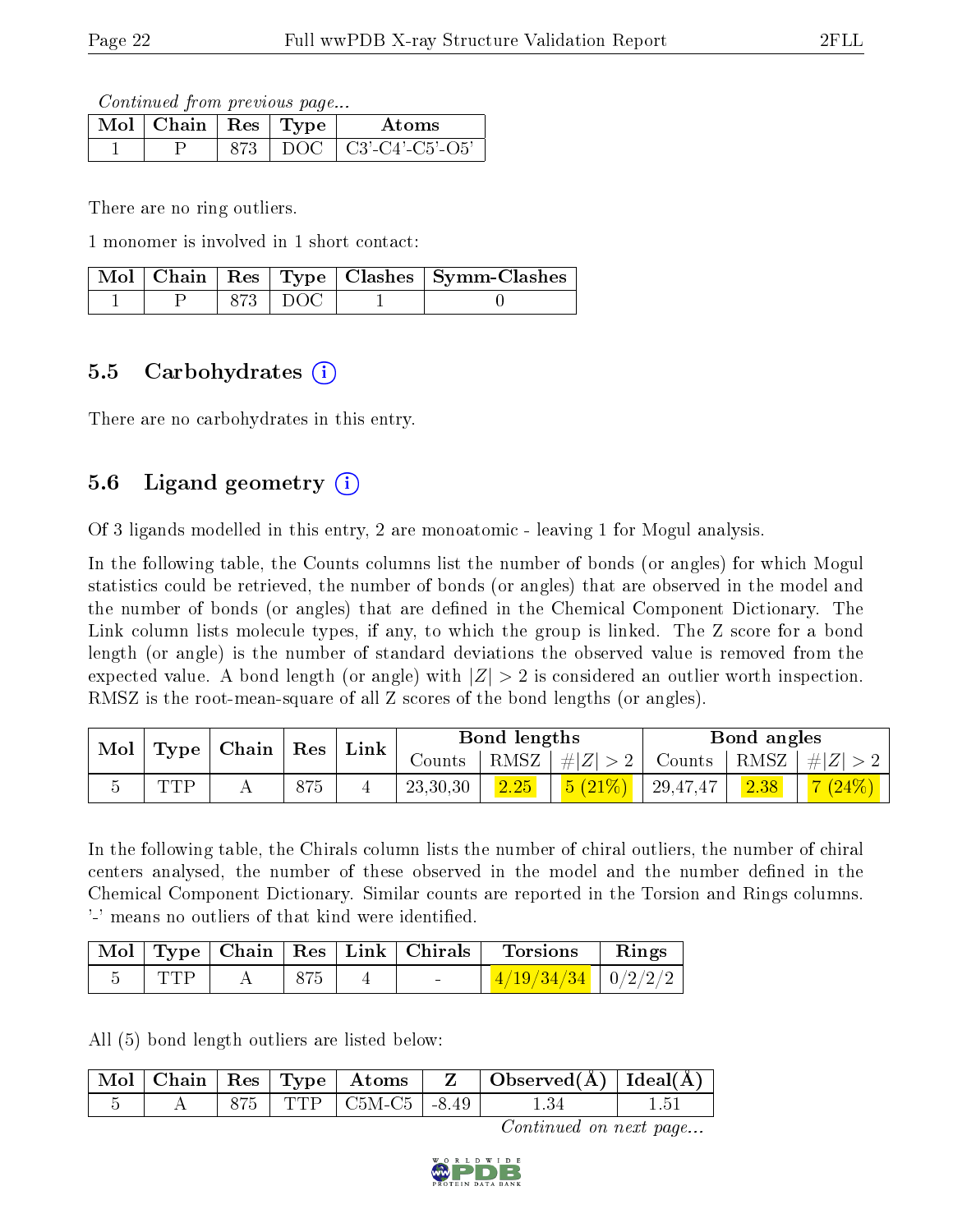*Continued from previous page...*

| Mol | Chain | Res | Type | Atoms |
|---|---|---|---|---|
| 1 | P | 873 | DOC | C3'-C4'-C5'-O5' |

There are no ring outliers.

1 monomer is involved in 1 short contact:

| Mol | Chain | Res | Type | Clashes | Symm-Clashes |
|---|---|---|---|---|---|
| 1 | P | 873 | DOC | 1 | 0 |

### 5.5 Carbohydrates

There are no carbohydrates in this entry.

### 5.6 Ligand geometry

Of 3 ligands modelled in this entry, 2 are monoatomic - leaving 1 for Mogul analysis.

In the following table, the Counts columns list the number of bonds (or angles) for which Mogul statistics could be retrieved, the number of bonds (or angles) that are observed in the model and the number of bonds (or angles) that are defined in the Chemical Component Dictionary. The Link column lists molecule types, if any, to which the group is linked. The Z score for a bond length (or angle) is the number of standard deviations the observed value is removed from the expected value. A bond length (or angle) with $|Z| > 2$ is considered an outlier worth inspection. RMSZ is the root-mean-square of all Z scores of the bond lengths (or angles).

| Mol | Type | Chain | Res | Link | Bond lengths | | | Bond angles | | |
|---|---|---|---|---|---|---|---|---|---|---|
| | | | | | Counts | RMSZ | $\#\|Z\| > 2$ | Counts | RMSZ | $\#\|Z\| > 2$ |
| 5 | TTP | A | 875 | 4 | 23,30,30 | 2.25 | 5 (21%) | 29,47,47 | 2.38 | 7 (24%) |

In the following table, the Chirals column lists the number of chiral outliers, the number of chiral centers analysed, the number of these observed in the model and the number defined in the Chemical Component Dictionary. Similar counts are reported in the Torsion and Rings columns. '-' means no outliers of that kind were identified.

| Mol | Type | Chain | Res | Link | Chirals | Torsions | Rings |
|---|---|---|---|---|---|---|---|
| 5 | TTP | A | 875 | 4 | - | 4/19/34/34 | 0/2/2/2 |

All (5) bond length outliers are listed below:

| Mol | Chain | Res | Type | Atoms | Z | Observed(Å) | Ideal(Å) |
|---|---|---|---|---|---|---|---|
| 5 | A | 875 | TTP | C5M-C5 | -8.49 | 1.34 | 1.51 |

*Continued on next page...*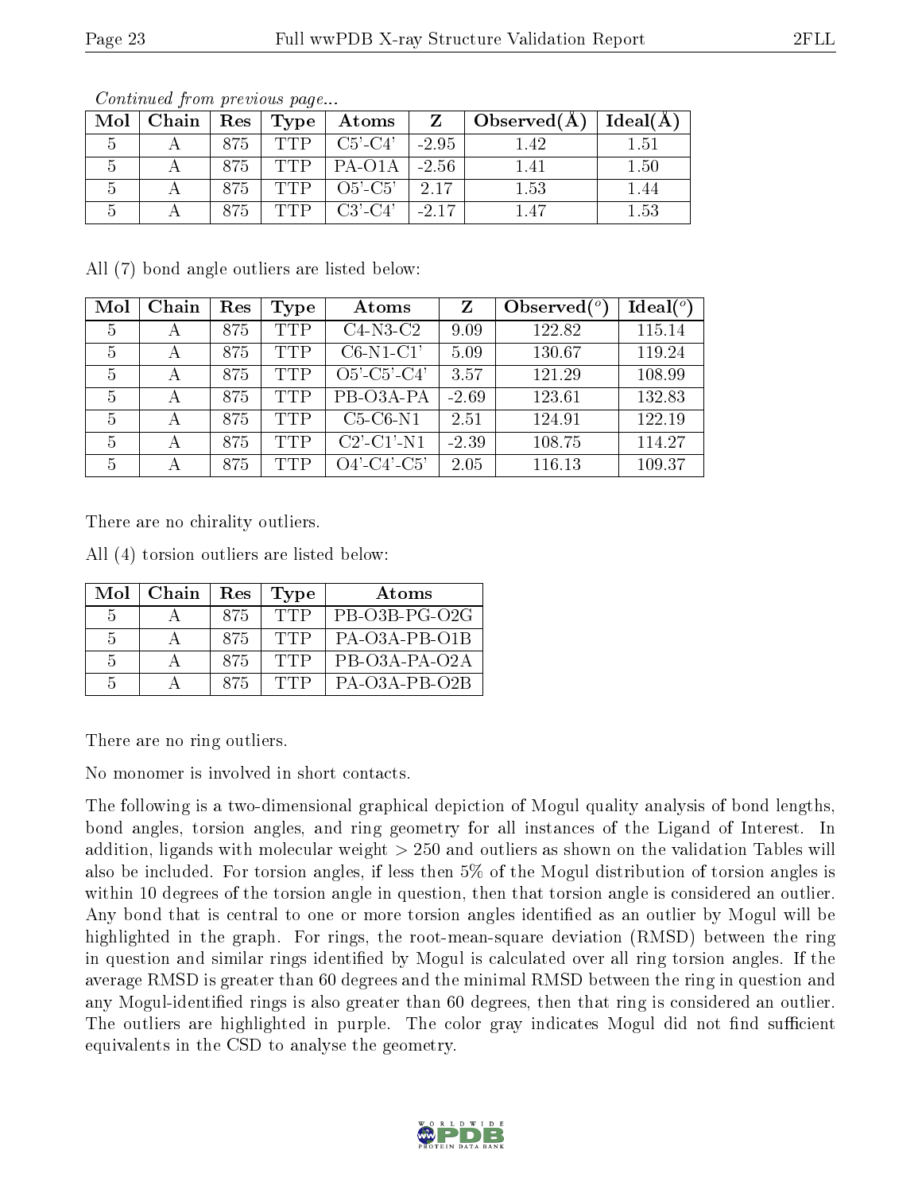*Continued from previous page...*

| Mol | Chain | Res | Type | Atoms | Z | Observed(Å) | Ideal(Å) |
|---|---|---|---|---|---|---|---|
| 5 | A | 875 | TTP | C5'-C4' | -2.95 | 1.42 | 1.51 |
| 5 | A | 875 | TTP | PA-O1A | -2.56 | 1.41 | 1.50 |
| 5 | A | 875 | TTP | O5'-C5' | 2.17 | 1.53 | 1.44 |
| 5 | A | 875 | TTP | C3'-C4' | -2.17 | 1.47 | 1.53 |

All (7) bond angle outliers are listed below:

| Mol | Chain | Res | Type | Atoms | Z | Observed($^o$) | Ideal($^o$) |
|---|---|---|---|---|---|---|---|
| 5 | A | 875 | TTP | C4-N3-C2 | 9.09 | 122.82 | 115.14 |
| 5 | A | 875 | TTP | C6-N1-C1' | 5.09 | 130.67 | 119.24 |
| 5 | A | 875 | TTP | O5'-C5'-C4' | 3.57 | 121.29 | 108.99 |
| 5 | A | 875 | TTP | PB-O3A-PA | -2.69 | 123.61 | 132.83 |
| 5 | A | 875 | TTP | C5-C6-N1 | 2.51 | 124.91 | 122.19 |
| 5 | A | 875 | TTP | C2'-C1'-N1 | -2.39 | 108.75 | 114.27 |
| 5 | A | 875 | TTP | O4'-C4'-C5' | 2.05 | 116.13 | 109.37 |

There are no chirality outliers.

All (4) torsion outliers are listed below:

| Mol | Chain | Res | Type | Atoms |
|---|---|---|---|---|
| 5 | A | 875 | TTP | PB-O3B-PG-O2G |
| 5 | A | 875 | TTP | PA-O3A-PB-O1B |
| 5 | A | 875 | TTP | PB-O3A-PA-O2A |
| 5 | A | 875 | TTP | PA-O3A-PB-O2B |

There are no ring outliers.

No monomer is involved in short contacts.

The following is a two-dimensional graphical depiction of Mogul quality analysis of bond lengths, bond angles, torsion angles, and ring geometry for all instances of the Ligand of Interest. In addition, ligands with molecular weight > 250 and outliers as shown on the validation Tables will also be included. For torsion angles, if less then 5% of the Mogul distribution of torsion angles is within 10 degrees of the torsion angle in question, then that torsion angle is considered an outlier. Any bond that is central to one or more torsion angles identified as an outlier by Mogul will be highlighted in the graph. For rings, the root-mean-square deviation (RMSD) between the ring in question and similar rings identified by Mogul is calculated over all ring torsion angles. If the average RMSD is greater than 60 degrees and the minimal RMSD between the ring in question and any Mogul-identified rings is also greater than 60 degrees, then that ring is considered an outlier. The outliers are highlighted in purple. The color gray indicates Mogul did not find sufficient equivalents in the CSD to analyse the geometry.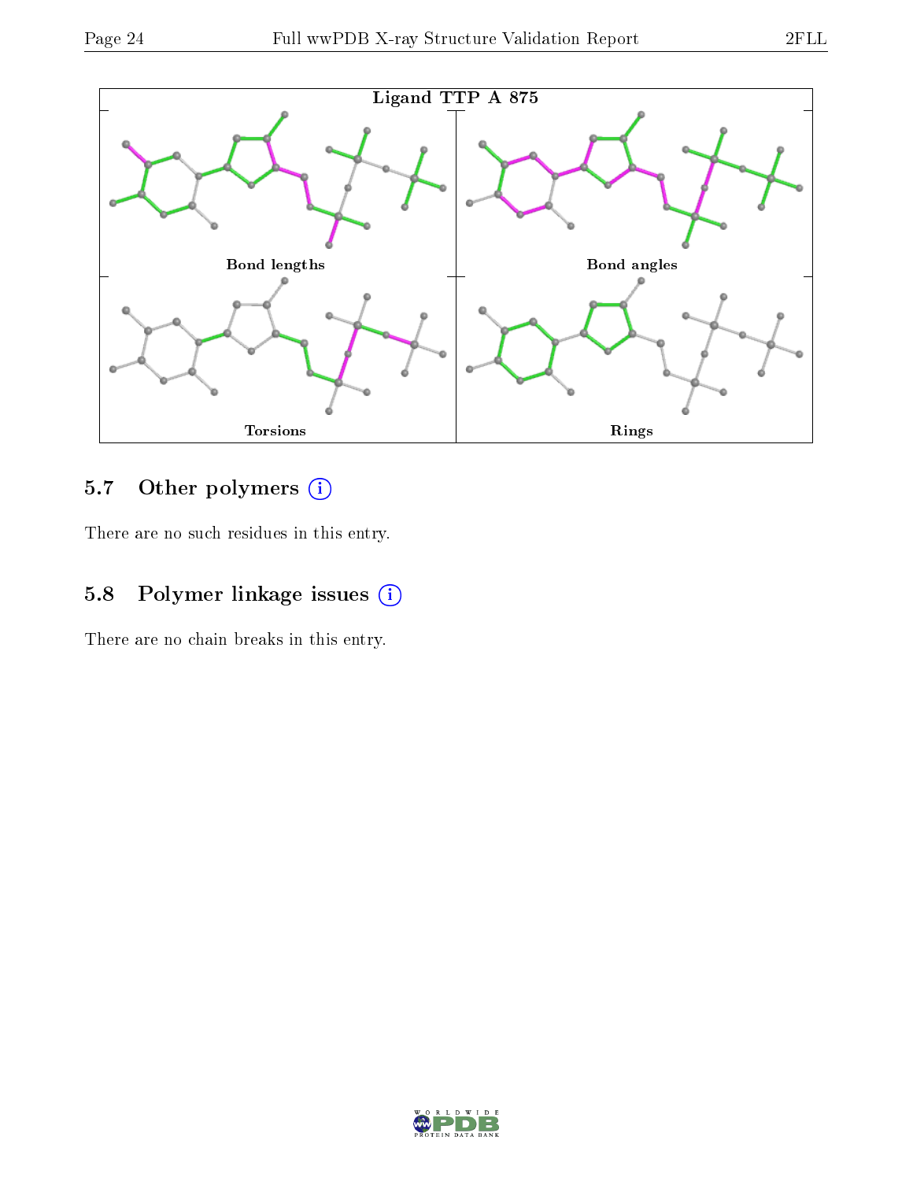Ligand TTP A 875

Bond lengths

Bond angles

Torsions

Rings

## 5.7 Other polymers

There are no such residues in this entry.

## 5.8 Polymer linkage issues

There are no chain breaks in this entry.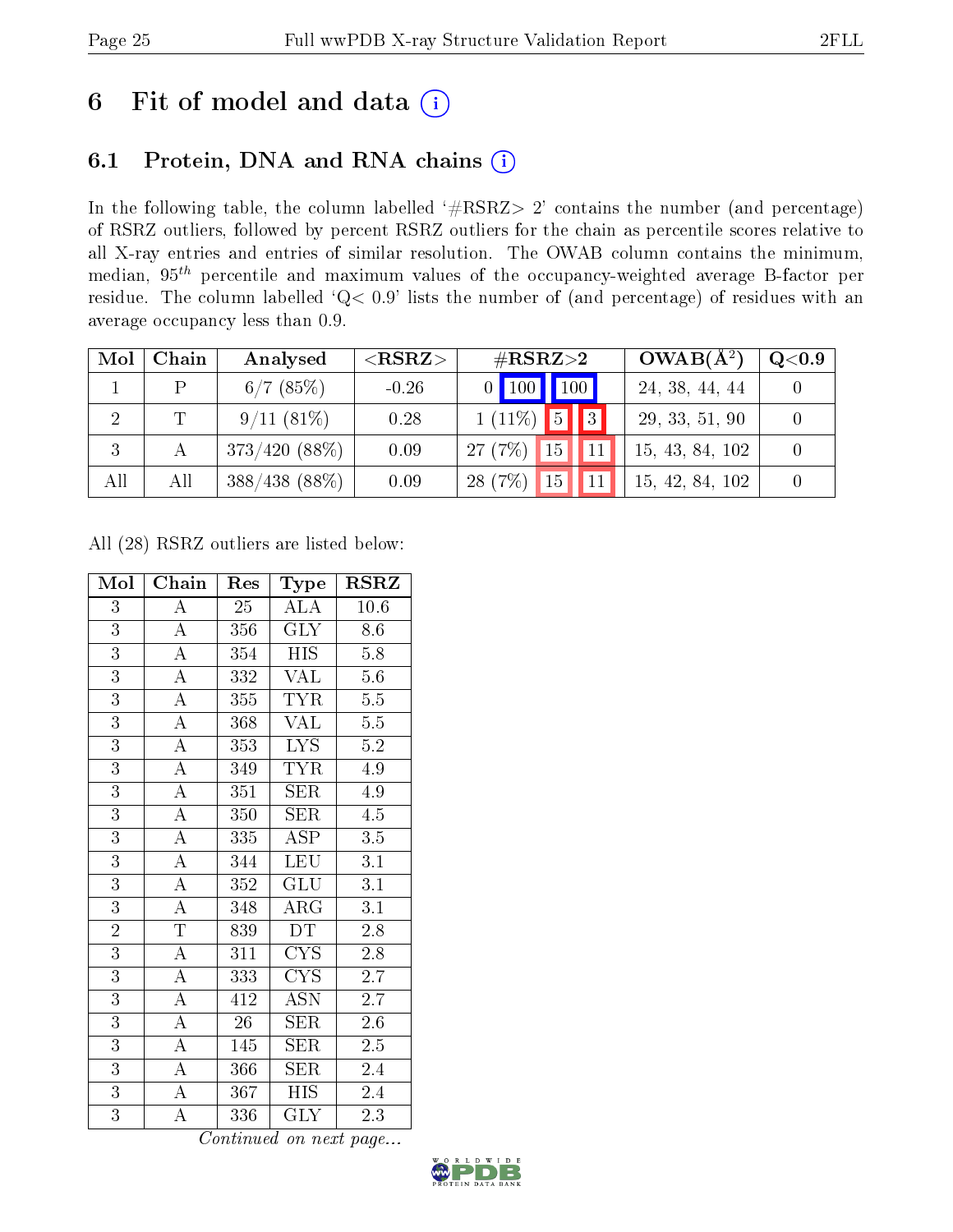# 6 Fit of model and data (i)

## 6.1 Protein, DNA and RNA chains (i)

In the following table, the column labelled '#RSRZ> 2' contains the number (and percentage) of RSRZ outliers, followed by percent RSRZ outliers for the chain as percentile scores relative to all X-ray entries and entries of similar resolution. The OWAB column contains the minimum, median, $95^{th}$ percentile and maximum values of the occupancy-weighted average B-factor per residue. The column labelled 'Q< 0.9' lists the number of (and percentage) of residues with an average occupancy less than 0.9.

| Mol | Chain | Analysed | <RSRZ> | #RSRZ>2 | | | OWAB(Å$^2$) | Q<0.9 |
|---|---|---|---|---|---|---|---|---|
| 1 | P | 6/7 (85%) | -0.26 | 0 | 100 | 100 | 24, 38, 44, 44 | 0 |
| 2 | T | 9/11 (81%) | 0.28 | 1 (11%) | 5 | 3 | 29, 33, 51, 90 | 0 |
| 3 | A | 373/420 (88%) | 0.09 | 27 (7%) | 15 | 11 | 15, 43, 84, 102 | 0 |
| All | All | 388/438 (88%) | 0.09 | 28 (7%) | 15 | 11 | 15, 42, 84, 102 | 0 |

All (28) RSRZ outliers are listed below:

| Mol | Chain | Res | Type | RSRZ |
|---|---|---|---|---|
| 3 | A | 25 | ALA | 10.6 |
| 3 | A | 356 | GLY | 8.6 |
| 3 | A | 354 | HIS | 5.8 |
| 3 | A | 332 | VAL | 5.6 |
| 3 | A | 355 | TYR | 5.5 |
| 3 | A | 368 | VAL | 5.5 |
| 3 | A | 353 | LYS | 5.2 |
| 3 | A | 349 | TYR | 4.9 |
| 3 | A | 351 | SER | 4.9 |
| 3 | A | 350 | SER | 4.5 |
| 3 | A | 335 | ASP | 3.5 |
| 3 | A | 344 | LEU | 3.1 |
| 3 | A | 352 | GLU | 3.1 |
| 3 | A | 348 | ARG | 3.1 |
| 2 | T | 839 | DT | 2.8 |
| 3 | A | 311 | CYS | 2.8 |
| 3 | A | 333 | CYS | 2.7 |
| 3 | A | 412 | ASN | 2.7 |
| 3 | A | 26 | SER | 2.6 |
| 3 | A | 145 | SER | 2.5 |
| 3 | A | 366 | SER | 2.4 |
| 3 | A | 367 | HIS | 2.4 |
| 3 | A | 336 | GLY | 2.3 |

*Continued on next page...*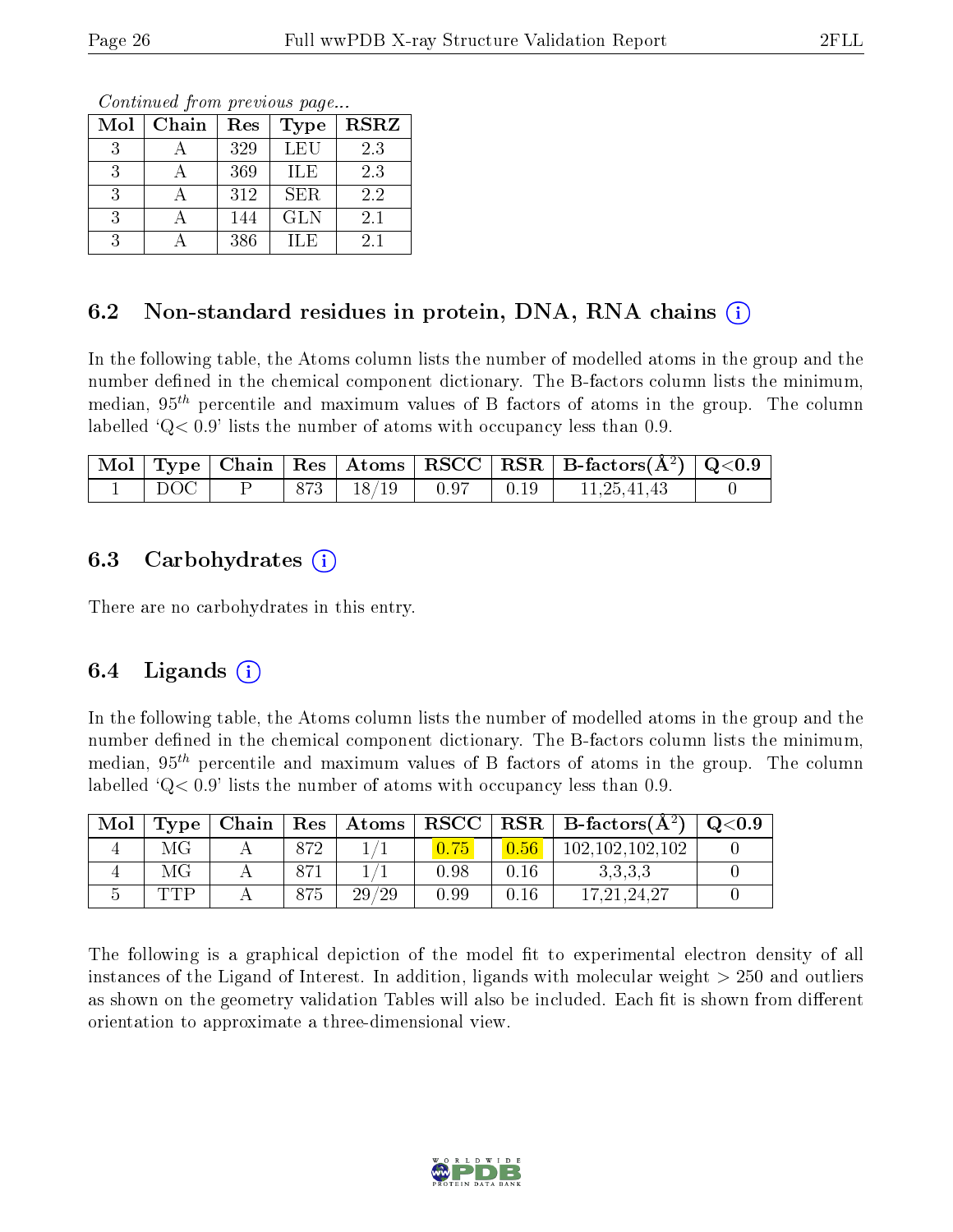*Continued from previous page...*

| Mol | Chain | Res | Type | RSRZ |
|---|---|---|---|---|
| 3 | A | 329 | LEU | 2.3 |
| 3 | A | 369 | ILE | 2.3 |
| 3 | A | 312 | SER | 2.2 |
| 3 | A | 144 | GLN | 2.1 |
| 3 | A | 386 | ILE | 2.1 |

## 6.2 Non-standard residues in protein, DNA, RNA chains

In the following table, the Atoms column lists the number of modelled atoms in the group and the number defined in the chemical component dictionary. The B-factors column lists the minimum, median, $95^{th}$ percentile and maximum values of B factors of atoms in the group. The column labelled 'Q< 0.9' lists the number of atoms with occupancy less than 0.9.

| Mol | Type | Chain | Res | Atoms | RSCC | RSR | B-factors($Å^2$) | Q<0.9 |
|---|---|---|---|---|---|---|---|---|
| 1 | DOC | P | 873 | 18/19 | 0.97 | 0.19 | 11,25,41,43 | 0 |

## 6.3 Carbohydrates

There are no carbohydrates in this entry.

## 6.4 Ligands

In the following table, the Atoms column lists the number of modelled atoms in the group and the number defined in the chemical component dictionary. The B-factors column lists the minimum, median, $95^{th}$ percentile and maximum values of B factors of atoms in the group. The column labelled 'Q< 0.9' lists the number of atoms with occupancy less than 0.9.

| Mol | Type | Chain | Res | Atoms | RSCC | RSR | B-factors($Å^2$) | Q<0.9 |
|---|---|---|---|---|---|---|---|---|
| 4 | MG | A | 872 | 1/1 | 0.75 | 0.56 | 102,102,102,102 | 0 |
| 4 | MG | A | 871 | 1/1 | 0.98 | 0.16 | 3,3,3,3 | 0 |
| 5 | TTP | A | 875 | 29/29 | 0.99 | 0.16 | 17,21,24,27 | 0 |

The following is a graphical depiction of the model fit to experimental electron density of all instances of the Ligand of Interest. In addition, ligands with molecular weight > 250 and outliers as shown on the geometry validation Tables will also be included. Each fit is shown from different orientation to approximate a three-dimensional view.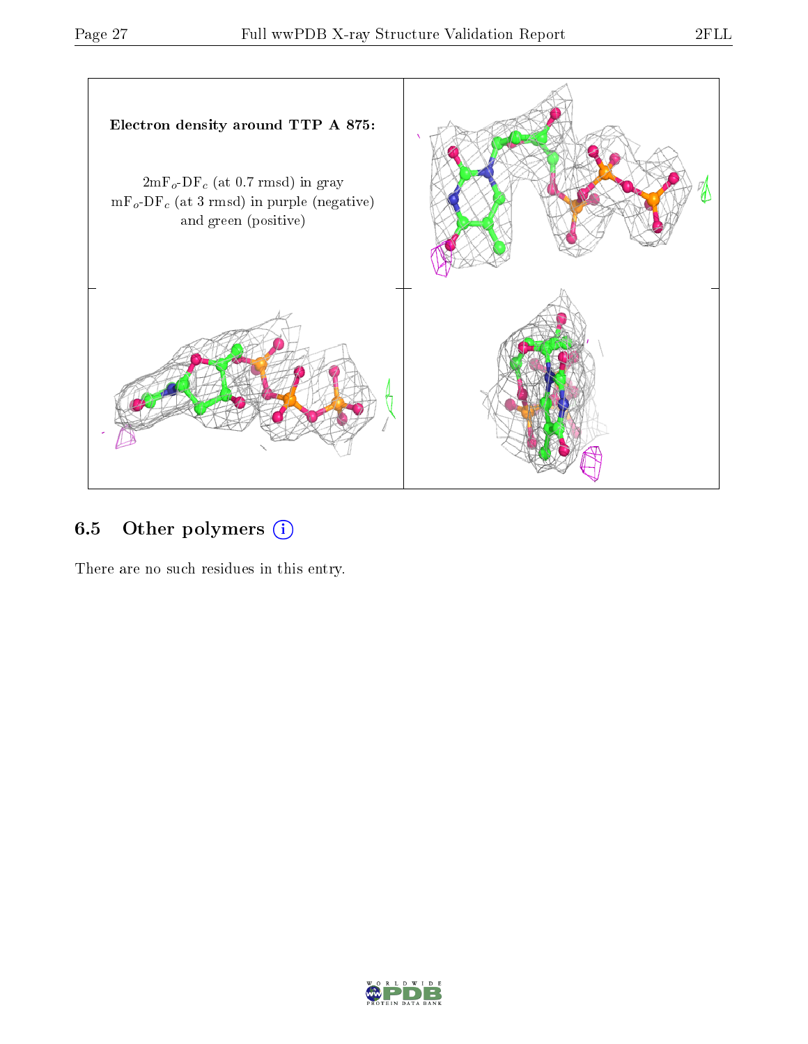**Electron density around TTP A 875:**

$2mF_o$-$DF_c$ (at 0.7 rmsd) in gray
$mF_o$-$DF_c$ (at 3 rmsd) in purple (negative)
and green (positive)

## 6.5 Other polymers

There are no such residues in this entry.